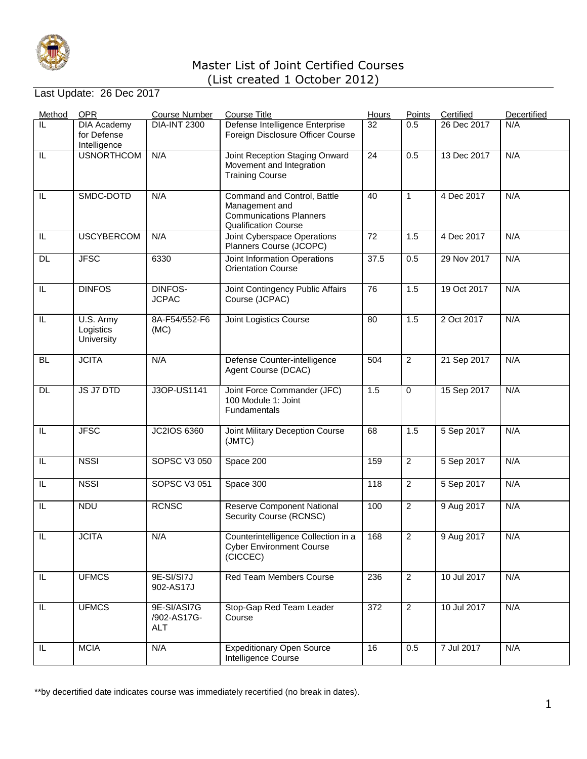# Master List of Joint Certified Courses
(List created 1 October 2012)

Last Update: 26 Dec 2017

| Method | OPR | Course Number | Course Title | Hours | Points | Certified | Decertified |
|---|---|---|---|---|---|---|---|
| IL | DIA Academy for Defense Intelligence | DIA-INT 2300 | Defense Intelligence Enterprise Foreign Disclosure Officer Course | 32 | 0.5 | 26 Dec 2017 | N/A |
| IL | USNORTHCOM | N/A | Joint Reception Staging Onward Movement and Integration Training Course | 24 | 0.5 | 13 Dec 2017 | N/A |
| IL | SMDC-DOTD | N/A | Command and Control, Battle Management and Communications Planners Qualification Course | 40 | 1 | 4 Dec 2017 | N/A |
| IL | USCYBERCOM | N/A | Joint Cyberspace Operations Planners Course (JCOPC) | 72 | 1.5 | 4 Dec 2017 | N/A |
| DL | JFSC | 6330 | Joint Information Operations Orientation Course | 37.5 | 0.5 | 29 Nov 2017 | N/A |
| IL | DINFOS | DINFOS-JCPAC | Joint Contingency Public Affairs Course (JCPAC) | 76 | 1.5 | 19 Oct 2017 | N/A |
| IL | U.S. Army Logistics University | 8A-F54/552-F6 (MC) | Joint Logistics Course | 80 | 1.5 | 2 Oct 2017 | N/A |
| BL | JCITA | N/A | Defense Counter-intelligence Agent Course (DCAC) | 504 | 2 | 21 Sep 2017 | N/A |
| DL | JS J7 DTD | J3OP-US1141 | Joint Force Commander (JFC) 100 Module 1: Joint Fundamentals | 1.5 | 0 | 15 Sep 2017 | N/A |
| IL | JFSC | JC2IOS 6360 | Joint Military Deception Course (JMTC) | 68 | 1.5 | 5 Sep 2017 | N/A |
| IL | NSSI | SOPSC V3 050 | Space 200 | 159 | 2 | 5 Sep 2017 | N/A |
| IL | NSSI | SOPSC V3 051 | Space 300 | 118 | 2 | 5 Sep 2017 | N/A |
| IL | NDU | RCNSC | Reserve Component National Security Course (RCNSC) | 100 | 2 | 9 Aug 2017 | N/A |
| IL | JCITA | N/A | Counterintelligence Collection in a Cyber Environment Course (CICCEC) | 168 | 2 | 9 Aug 2017 | N/A |
| IL | UFMCS | 9E-SI/SI7J 902-AS17J | Red Team Members Course | 236 | 2 | 10 Jul 2017 | N/A |
| IL | UFMCS | 9E-SI/ASI7G /902-AS17G-ALT | Stop-Gap Red Team Leader Course | 372 | 2 | 10 Jul 2017 | N/A |
| IL | MCIA | N/A | Expeditionary Open Source Intelligence Course | 16 | 0.5 | 7 Jul 2017 | N/A |

**by decertified date indicates course was immediately recertified (no break in dates).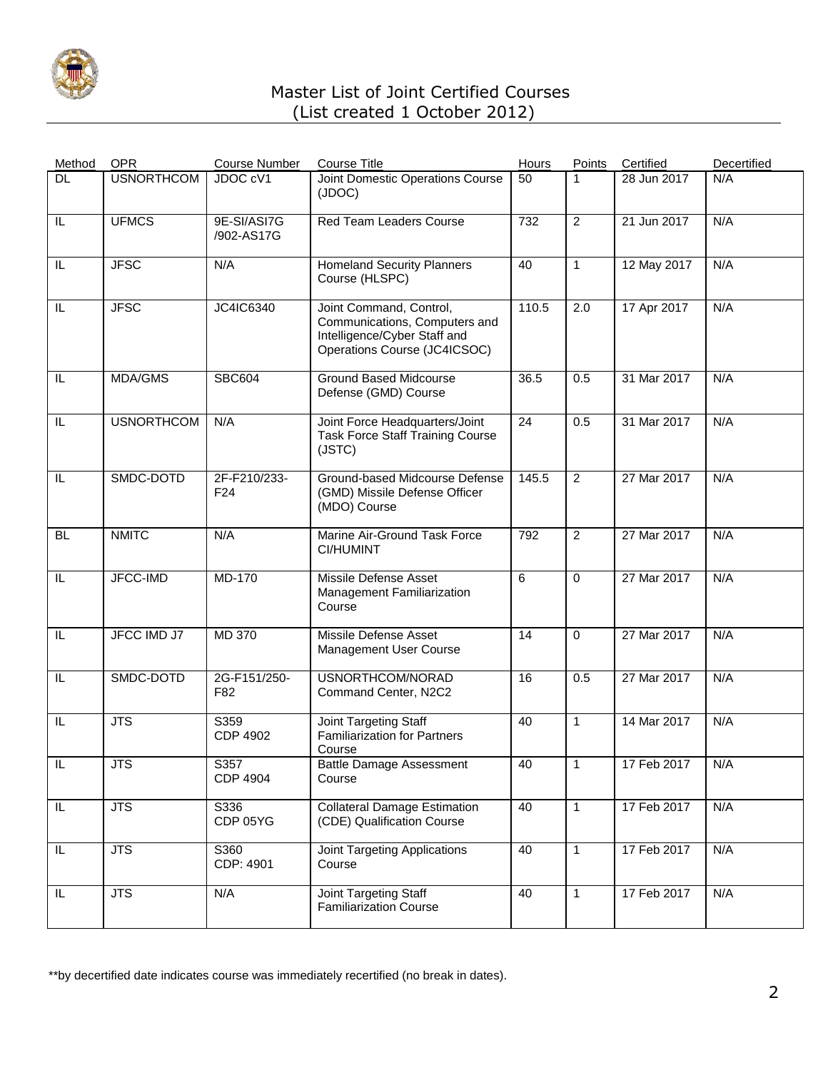# Master List of Joint Certified Courses
(List created 1 October 2012)

| Method | OPR | Course Number | Course Title | Hours | Points | Certified | Decertified |
|---|---|---|---|---|---|---|---|
| DL | USNORTHCOM | JDOC cV1 | Joint Domestic Operations Course (JDOC) | 50 | 1 | 28 Jun 2017 | N/A |
| IL | UFMCS | 9E-SI/ASI7G /902-AS17G | Red Team Leaders Course | 732 | 2 | 21 Jun 2017 | N/A |
| IL | JFSC | N/A | Homeland Security Planners Course (HLSPC) | 40 | 1 | 12 May 2017 | N/A |
| IL | JFSC | JC4IC6340 | Joint Command, Control, Communications, Computers and Intelligence/Cyber Staff and Operations Course (JC4ICSOC) | 110.5 | 2.0 | 17 Apr 2017 | N/A |
| IL | MDA/GMS | SBC604 | Ground Based Midcourse Defense (GMD) Course | 36.5 | 0.5 | 31 Mar 2017 | N/A |
| IL | USNORTHCOM | N/A | Joint Force Headquarters/Joint Task Force Staff Training Course (JSTC) | 24 | 0.5 | 31 Mar 2017 | N/A |
| IL | SMDC-DOTD | 2F-F210/233-F24 | Ground-based Midcourse Defense (GMD) Missile Defense Officer (MDO) Course | 145.5 | 2 | 27 Mar 2017 | N/A |
| BL | NMITC | N/A | Marine Air-Ground Task Force CI/HUMINT | 792 | 2 | 27 Mar 2017 | N/A |
| IL | JFCC-IMD | MD-170 | Missile Defense Asset Management Familiarization Course | 6 | 0 | 27 Mar 2017 | N/A |
| IL | JFCC IMD J7 | MD 370 | Missile Defense Asset Management User Course | 14 | 0 | 27 Mar 2017 | N/A |
| IL | SMDC-DOTD | 2G-F151/250-F82 | USNORTHCOM/NORAD Command Center, N2C2 | 16 | 0.5 | 27 Mar 2017 | N/A |
| IL | JTS | S359 CDP 4902 | Joint Targeting Staff Familiarization for Partners Course | 40 | 1 | 14 Mar 2017 | N/A |
| IL | JTS | S357 CDP 4904 | Battle Damage Assessment Course | 40 | 1 | 17 Feb 2017 | N/A |
| IL | JTS | S336 CDP 05YG | Collateral Damage Estimation (CDE) Qualification Course | 40 | 1 | 17 Feb 2017 | N/A |
| IL | JTS | S360 CDP: 4901 | Joint Targeting Applications Course | 40 | 1 | 17 Feb 2017 | N/A |
| IL | JTS | N/A | Joint Targeting Staff Familiarization Course | 40 | 1 | 17 Feb 2017 | N/A |

**by decertified date indicates course was immediately recertified (no break in dates).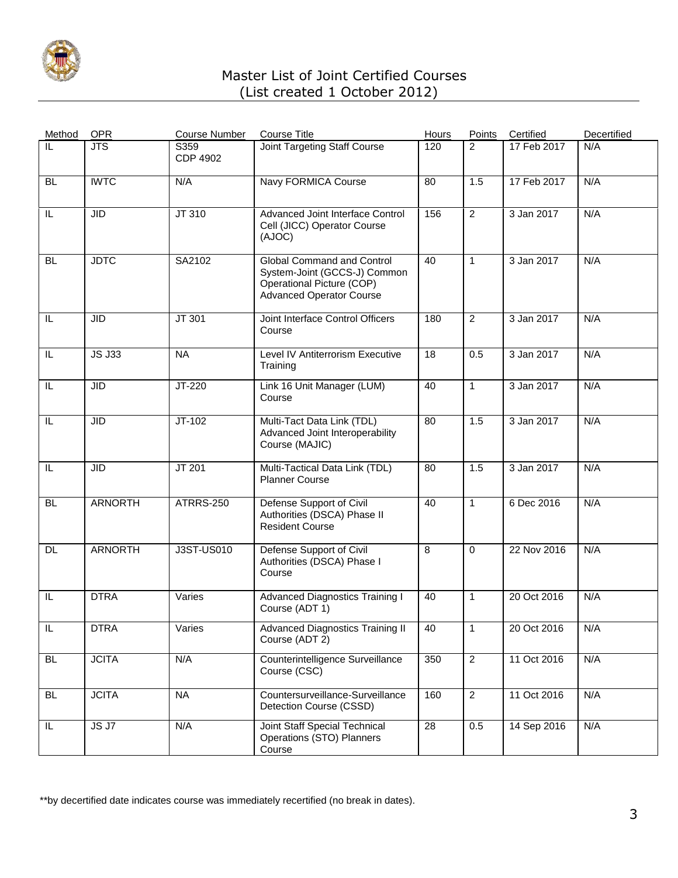# Master List of Joint Certified Courses
(List created 1 October 2012)

| Method | OPR | Course Number | Course Title | Hours | Points | Certified | Decertified |
|---|---|---|---|---|---|---|---|
| IL | JTS | S359 CDP 4902 | Joint Targeting Staff Course | 120 | 2 | 17 Feb 2017 | N/A |
| BL | IWTC | N/A | Navy FORMICA Course | 80 | 1.5 | 17 Feb 2017 | N/A |
| IL | JID | JT 310 | Advanced Joint Interface Control Cell (JICC) Operator Course (AJOC) | 156 | 2 | 3 Jan 2017 | N/A |
| BL | JDTC | SA2102 | Global Command and Control System-Joint (GCCS-J) Common Operational Picture (COP) Advanced Operator Course | 40 | 1 | 3 Jan 2017 | N/A |
| IL | JID | JT 301 | Joint Interface Control Officers Course | 180 | 2 | 3 Jan 2017 | N/A |
| IL | JS J33 | NA | Level IV Antiterrorism Executive Training | 18 | 0.5 | 3 Jan 2017 | N/A |
| IL | JID | JT-220 | Link 16 Unit Manager (LUM) Course | 40 | 1 | 3 Jan 2017 | N/A |
| IL | JID | JT-102 | Multi-Tact Data Link (TDL) Advanced Joint Interoperability Course (MAJIC) | 80 | 1.5 | 3 Jan 2017 | N/A |
| IL | JID | JT 201 | Multi-Tactical Data Link (TDL) Planner Course | 80 | 1.5 | 3 Jan 2017 | N/A |
| BL | ARNORTH | ATRRS-250 | Defense Support of Civil Authorities (DSCA) Phase II Resident Course | 40 | 1 | 6 Dec 2016 | N/A |
| DL | ARNORTH | J3ST-US010 | Defense Support of Civil Authorities (DSCA) Phase I Course | 8 | 0 | 22 Nov 2016 | N/A |
| IL | DTRA | Varies | Advanced Diagnostics Training I Course (ADT 1) | 40 | 1 | 20 Oct 2016 | N/A |
| IL | DTRA | Varies | Advanced Diagnostics Training II Course (ADT 2) | 40 | 1 | 20 Oct 2016 | N/A |
| BL | JCITA | N/A | Counterintelligence Surveillance Course (CSC) | 350 | 2 | 11 Oct 2016 | N/A |
| BL | JCITA | NA | Countersurveillance-Surveillance Detection Course (CSSD) | 160 | 2 | 11 Oct 2016 | N/A |
| IL | JS J7 | N/A | Joint Staff Special Technical Operations (STO) Planners Course | 28 | 0.5 | 14 Sep 2016 | N/A |

**by decertified date indicates course was immediately recertified (no break in dates).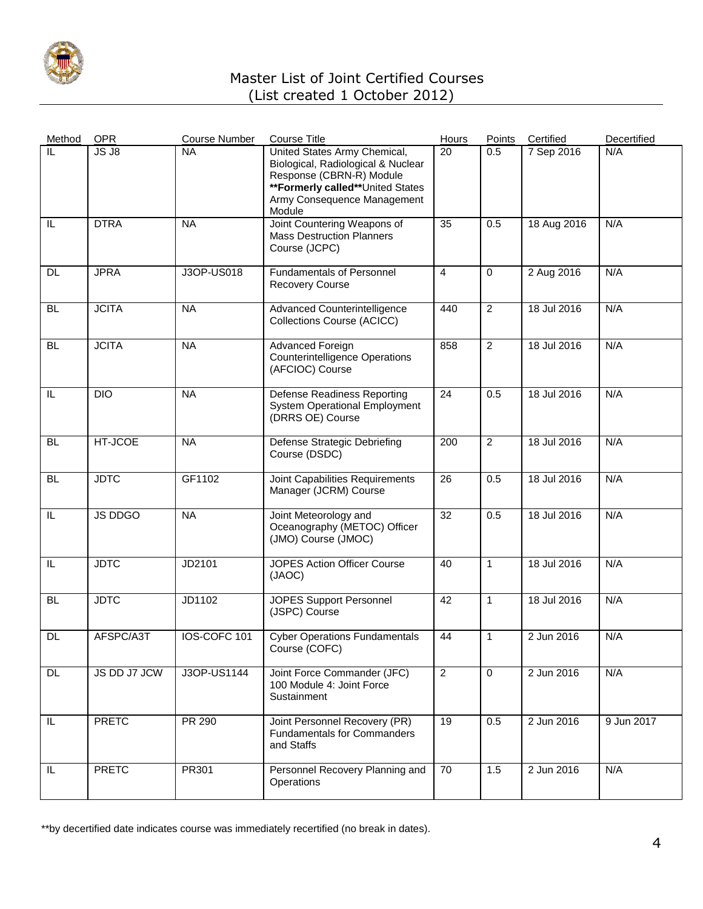# Master List of Joint Certified Courses
## (List created 1 October 2012)

| Method | OPR | Course Number | Course Title | Hours | Points | Certified | Decertified |
|---|---|---|---|---|---|---|---|
| IL | JS J8 | NA | United States Army Chemical, Biological, Radiological & Nuclear Response (CBRN-R) Module **Formerly called**United States Army Consequence Management Module | 20 | 0.5 | 7 Sep 2016 | N/A |
| IL | DTRA | NA | Joint Countering Weapons of Mass Destruction Planners Course (JCPC) | 35 | 0.5 | 18 Aug 2016 | N/A |
| DL | JPRA | J3OP-US018 | Fundamentals of Personnel Recovery Course | 4 | 0 | 2 Aug 2016 | N/A |
| BL | JCITA | NA | Advanced Counterintelligence Collections Course (ACICC) | 440 | 2 | 18 Jul 2016 | N/A |
| BL | JCITA | NA | Advanced Foreign Counterintelligence Operations (AFCIOC) Course | 858 | 2 | 18 Jul 2016 | N/A |
| IL | DIO | NA | Defense Readiness Reporting System Operational Employment (DRRS OE) Course | 24 | 0.5 | 18 Jul 2016 | N/A |
| BL | HT-JCOE | NA | Defense Strategic Debriefing Course (DSDC) | 200 | 2 | 18 Jul 2016 | N/A |
| BL | JDTC | GF1102 | Joint Capabilities Requirements Manager (JCRM) Course | 26 | 0.5 | 18 Jul 2016 | N/A |
| IL | JS DDGO | NA | Joint Meteorology and Oceanography (METOC) Officer (JMO) Course (JMOC) | 32 | 0.5 | 18 Jul 2016 | N/A |
| IL | JDTC | JD2101 | JOPES Action Officer Course (JAOC) | 40 | 1 | 18 Jul 2016 | N/A |
| BL | JDTC | JD1102 | JOPES Support Personnel (JSPC) Course | 42 | 1 | 18 Jul 2016 | N/A |
| DL | AFSPC/A3T | IOS-COFC 101 | Cyber Operations Fundamentals Course (COFC) | 44 | 1 | 2 Jun 2016 | N/A |
| DL | JS DD J7 JCW | J3OP-US1144 | Joint Force Commander (JFC) 100 Module 4: Joint Force Sustainment | 2 | 0 | 2 Jun 2016 | N/A |
| IL | PRETC | PR 290 | Joint Personnel Recovery (PR) Fundamentals for Commanders and Staffs | 19 | 0.5 | 2 Jun 2016 | 9 Jun 2017 |
| IL | PRETC | PR301 | Personnel Recovery Planning and Operations | 70 | 1.5 | 2 Jun 2016 | N/A |

**by decertified date indicates course was immediately recertified (no break in dates).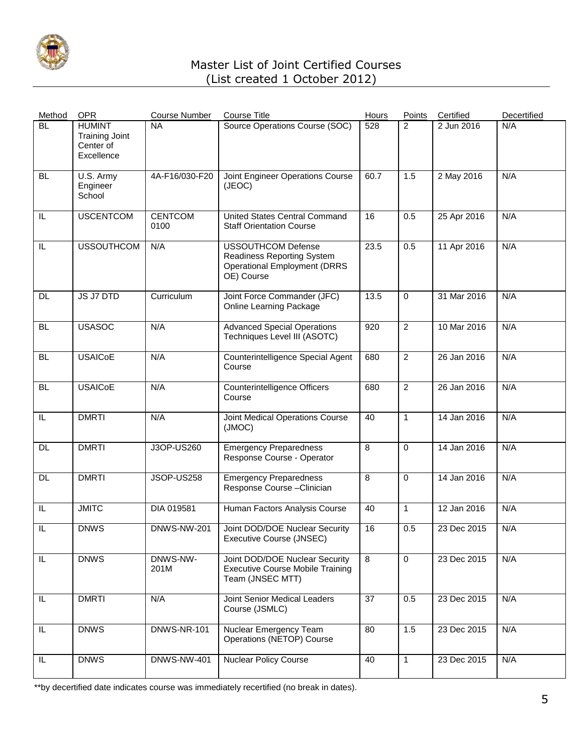# Master List of Joint Certified Courses
(List created 1 October 2012)

| Method | OPR | Course Number | Course Title | Hours | Points | Certified | Decertified |
|---|---|---|---|---|---|---|---|
| BL | HUMINT Training Joint Center of Excellence | NA | Source Operations Course (SOC) | 528 | 2 | 2 Jun 2016 | N/A |
| BL | U.S. Army Engineer School | 4A-F16/030-F20 | Joint Engineer Operations Course (JEOC) | 60.7 | 1.5 | 2 May 2016 | N/A |
| IL | USCENTCOM | CENTCOM 0100 | United States Central Command Staff Orientation Course | 16 | 0.5 | 25 Apr 2016 | N/A |
| IL | USSOUTHCOM | N/A | USSOUTHCOM Defense Readiness Reporting System Operational Employment (DRRS OE) Course | 23.5 | 0.5 | 11 Apr 2016 | N/A |
| DL | JS J7 DTD | Curriculum | Joint Force Commander (JFC) Online Learning Package | 13.5 | 0 | 31 Mar 2016 | N/A |
| BL | USASOC | N/A | Advanced Special Operations Techniques Level III (ASOTC) | 920 | 2 | 10 Mar 2016 | N/A |
| BL | USAICoE | N/A | Counterintelligence Special Agent Course | 680 | 2 | 26 Jan 2016 | N/A |
| BL | USAICoE | N/A | Counterintelligence Officers Course | 680 | 2 | 26 Jan 2016 | N/A |
| IL | DMRTI | N/A | Joint Medical Operations Course (JMOC) | 40 | 1 | 14 Jan 2016 | N/A |
| DL | DMRTI | J3OP-US260 | Emergency Preparedness Response Course - Operator | 8 | 0 | 14 Jan 2016 | N/A |
| DL | DMRTI | JSOP-US258 | Emergency Preparedness Response Course –Clinician | 8 | 0 | 14 Jan 2016 | N/A |
| IL | JMITC | DIA 019581 | Human Factors Analysis Course | 40 | 1 | 12 Jan 2016 | N/A |
| IL | DNWS | DNWS-NW-201 | Joint DOD/DOE Nuclear Security Executive Course (JNSEC) | 16 | 0.5 | 23 Dec 2015 | N/A |
| IL | DNWS | DNWS-NW-201M | Joint DOD/DOE Nuclear Security Executive Course Mobile Training Team (JNSEC MTT) | 8 | 0 | 23 Dec 2015 | N/A |
| IL | DMRTI | N/A | Joint Senior Medical Leaders Course (JSMLC) | 37 | 0.5 | 23 Dec 2015 | N/A |
| IL | DNWS | DNWS-NR-101 | Nuclear Emergency Team Operations (NETOP) Course | 80 | 1.5 | 23 Dec 2015 | N/A |
| IL | DNWS | DNWS-NW-401 | Nuclear Policy Course | 40 | 1 | 23 Dec 2015 | N/A |

**by decertified date indicates course was immediately recertified (no break in dates).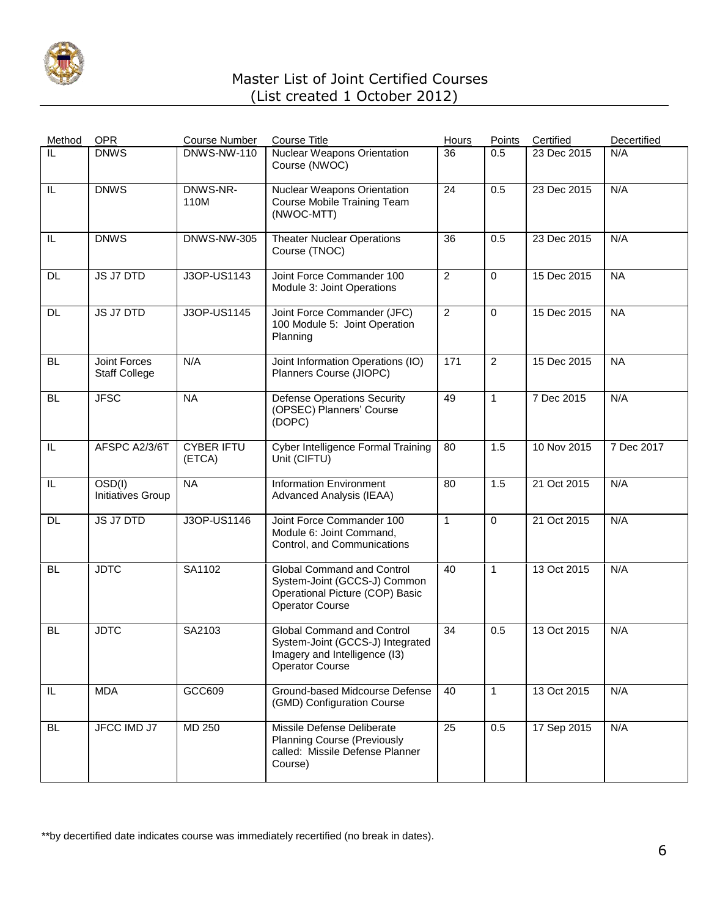# Master List of Joint Certified Courses
(List created 1 October 2012)

| Method | OPR | Course Number | Course Title | Hours | Points | Certified | Decertified |
|---|---|---|---|---|---|---|---|
| IL | DNWS | DNWS-NW-110 | Nuclear Weapons Orientation Course (NWOC) | 36 | 0.5 | 23 Dec 2015 | N/A |
| IL | DNWS | DNWS-NR-110M | Nuclear Weapons Orientation Course Mobile Training Team (NWOC-MTT) | 24 | 0.5 | 23 Dec 2015 | N/A |
| IL | DNWS | DNWS-NW-305 | Theater Nuclear Operations Course (TNOC) | 36 | 0.5 | 23 Dec 2015 | N/A |
| DL | JS J7 DTD | J3OP-US1143 | Joint Force Commander 100 Module 3: Joint Operations | 2 | 0 | 15 Dec 2015 | NA |
| DL | JS J7 DTD | J3OP-US1145 | Joint Force Commander (JFC) 100 Module 5: Joint Operation Planning | 2 | 0 | 15 Dec 2015 | NA |
| BL | Joint Forces Staff College | N/A | Joint Information Operations (IO) Planners Course (JIOPC) | 171 | 2 | 15 Dec 2015 | NA |
| BL | JFSC | NA | Defense Operations Security (OPSEC) Planners' Course (DOPC) | 49 | 1 | 7 Dec 2015 | N/A |
| IL | AFSPC A2/3/6T | CYBER IFTU (ETCA) | Cyber Intelligence Formal Training Unit (CIFTU) | 80 | 1.5 | 10 Nov 2015 | 7 Dec 2017 |
| IL | OSD(I) Initiatives Group | NA | Information Environment Advanced Analysis (IEAA) | 80 | 1.5 | 21 Oct 2015 | N/A |
| DL | JS J7 DTD | J3OP-US1146 | Joint Force Commander 100 Module 6: Joint Command, Control, and Communications | 1 | 0 | 21 Oct 2015 | N/A |
| BL | JDTC | SA1102 | Global Command and Control System-Joint (GCCS-J) Common Operational Picture (COP) Basic Operator Course | 40 | 1 | 13 Oct 2015 | N/A |
| BL | JDTC | SA2103 | Global Command and Control System-Joint (GCCS-J) Integrated Imagery and Intelligence (I3) Operator Course | 34 | 0.5 | 13 Oct 2015 | N/A |
| IL | MDA | GCC609 | Ground-based Midcourse Defense (GMD) Configuration Course | 40 | 1 | 13 Oct 2015 | N/A |
| BL | JFCC IMD J7 | MD 250 | Missile Defense Deliberate Planning Course (Previously called: Missile Defense Planner Course) | 25 | 0.5 | 17 Sep 2015 | N/A |

**by decertified date indicates course was immediately recertified (no break in dates).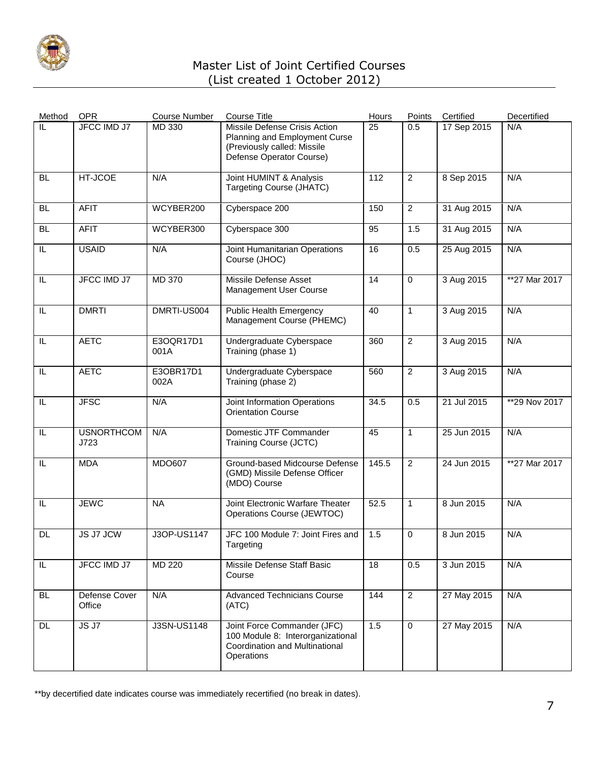# Master List of Joint Certified Courses
(List created 1 October 2012)

| Method | OPR | Course Number | Course Title | Hours | Points | Certified | Decertified |
|---|---|---|---|---|---|---|---|
| IL | JFCC IMD J7 | MD 330 | Missile Defense Crisis Action Planning and Employment Curse (Previously called: Missile Defense Operator Course) | 25 | 0.5 | 17 Sep 2015 | N/A |
| BL | HT-JCOE | N/A | Joint HUMINT & Analysis Targeting Course (JHATC) | 112 | 2 | 8 Sep 2015 | N/A |
| BL | AFIT | WCYBER200 | Cyberspace 200 | 150 | 2 | 31 Aug 2015 | N/A |
| BL | AFIT | WCYBER300 | Cyberspace 300 | 95 | 1.5 | 31 Aug 2015 | N/A |
| IL | USAID | N/A | Joint Humanitarian Operations Course (JHOC) | 16 | 0.5 | 25 Aug 2015 | N/A |
| IL | JFCC IMD J7 | MD 370 | Missile Defense Asset Management User Course | 14 | 0 | 3 Aug 2015 | **27 Mar 2017 |
| IL | DMRTI | DMRTI-US004 | Public Health Emergency Management Course (PHEMC) | 40 | 1 | 3 Aug 2015 | N/A |
| IL | AETC | E3OQR17D1 001A | Undergraduate Cyberspace Training (phase 1) | 360 | 2 | 3 Aug 2015 | N/A |
| IL | AETC | E3OBR17D1 002A | Undergraduate Cyberspace Training (phase 2) | 560 | 2 | 3 Aug 2015 | N/A |
| IL | JFSC | N/A | Joint Information Operations Orientation Course | 34.5 | 0.5 | 21 Jul 2015 | **29 Nov 2017 |
| IL | USNORTHCOM J723 | N/A | Domestic JTF Commander Training Course (JCTC) | 45 | 1 | 25 Jun 2015 | N/A |
| IL | MDA | MDO607 | Ground-based Midcourse Defense (GMD) Missile Defense Officer (MDO) Course | 145.5 | 2 | 24 Jun 2015 | **27 Mar 2017 |
| IL | JEWC | NA | Joint Electronic Warfare Theater Operations Course (JEWTOC) | 52.5 | 1 | 8 Jun 2015 | N/A |
| DL | JS J7 JCW | J3OP-US1147 | JFC 100 Module 7: Joint Fires and Targeting | 1.5 | 0 | 8 Jun 2015 | N/A |
| IL | JFCC IMD J7 | MD 220 | Missile Defense Staff Basic Course | 18 | 0.5 | 3 Jun 2015 | N/A |
| BL | Defense Cover Office | N/A | Advanced Technicians Course (ATC) | 144 | 2 | 27 May 2015 | N/A |
| DL | JS J7 | J3SN-US1148 | Joint Force Commander (JFC) 100 Module 8: Interorganizational Coordination and Multinational Operations | 1.5 | 0 | 27 May 2015 | N/A |

**by decertified date indicates course was immediately recertified (no break in dates).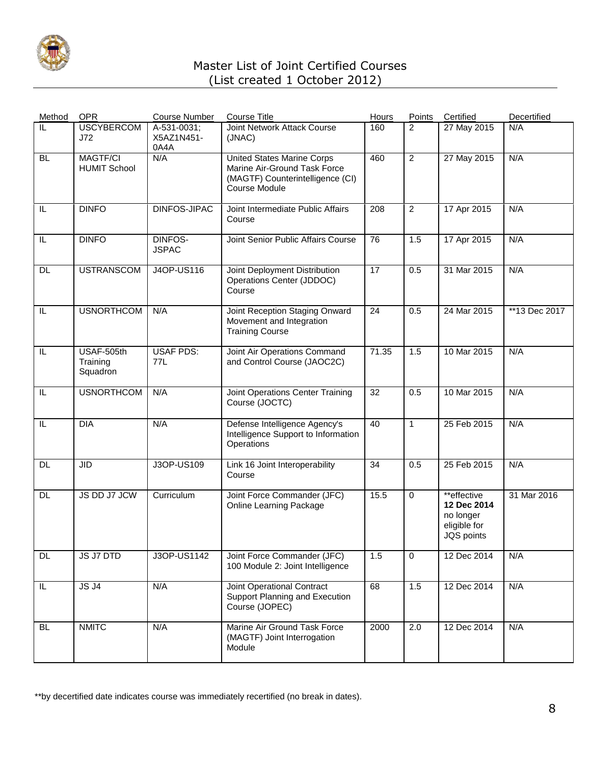# Master List of Joint Certified Courses
(List created 1 October 2012)

| Method | OPR | Course Number | Course Title | Hours | Points | Certified | Decertified |
|---|---|---|---|---|---|---|---|
| IL | USCYBERCOM J72 | A-531-0031; X5AZ1N451-0A4A | Joint Network Attack Course (JNAC) | 160 | 2 | 27 May 2015 | N/A |
| BL | MAGTF/CI HUMIT School | N/A | United States Marine Corps Marine Air-Ground Task Force (MAGTF) Counterintelligence (CI) Course Module | 460 | 2 | 27 May 2015 | N/A |
| IL | DINFO | DINFOS-JIPAC | Joint Intermediate Public Affairs Course | 208 | 2 | 17 Apr 2015 | N/A |
| IL | DINFO | DINFOS-JSPAC | Joint Senior Public Affairs Course | 76 | 1.5 | 17 Apr 2015 | N/A |
| DL | USTRANSCOM | J4OP-US116 | Joint Deployment Distribution Operations Center (JDDOC) Course | 17 | 0.5 | 31 Mar 2015 | N/A |
| IL | USNORTHCOM | N/A | Joint Reception Staging Onward Movement and Integration Training Course | 24 | 0.5 | 24 Mar 2015 | **13 Dec 2017 |
| IL | USAF-505th Training Squadron | USAF PDS: 77L | Joint Air Operations Command and Control Course (JAOC2C) | 71.35 | 1.5 | 10 Mar 2015 | N/A |
| IL | USNORTHCOM | N/A | Joint Operations Center Training Course (JOCTC) | 32 | 0.5 | 10 Mar 2015 | N/A |
| IL | DIA | N/A | Defense Intelligence Agency's Intelligence Support to Information Operations | 40 | 1 | 25 Feb 2015 | N/A |
| DL | JID | J3OP-US109 | Link 16 Joint Interoperability Course | 34 | 0.5 | 25 Feb 2015 | N/A |
| DL | JS DD J7 JCW | Curriculum | Joint Force Commander (JFC) Online Learning Package | 15.5 | 0 | **effective **12 Dec 2014** no longer eligible for JQS points | 31 Mar 2016 |
| DL | JS J7 DTD | J3OP-US1142 | Joint Force Commander (JFC) 100 Module 2: Joint Intelligence | 1.5 | 0 | 12 Dec 2014 | N/A |
| IL | JS J4 | N/A | Joint Operational Contract Support Planning and Execution Course (JOPEC) | 68 | 1.5 | 12 Dec 2014 | N/A |
| BL | NMITC | N/A | Marine Air Ground Task Force (MAGTF) Joint Interrogation Module | 2000 | 2.0 | 12 Dec 2014 | N/A |

**by decertified date indicates course was immediately recertified (no break in dates).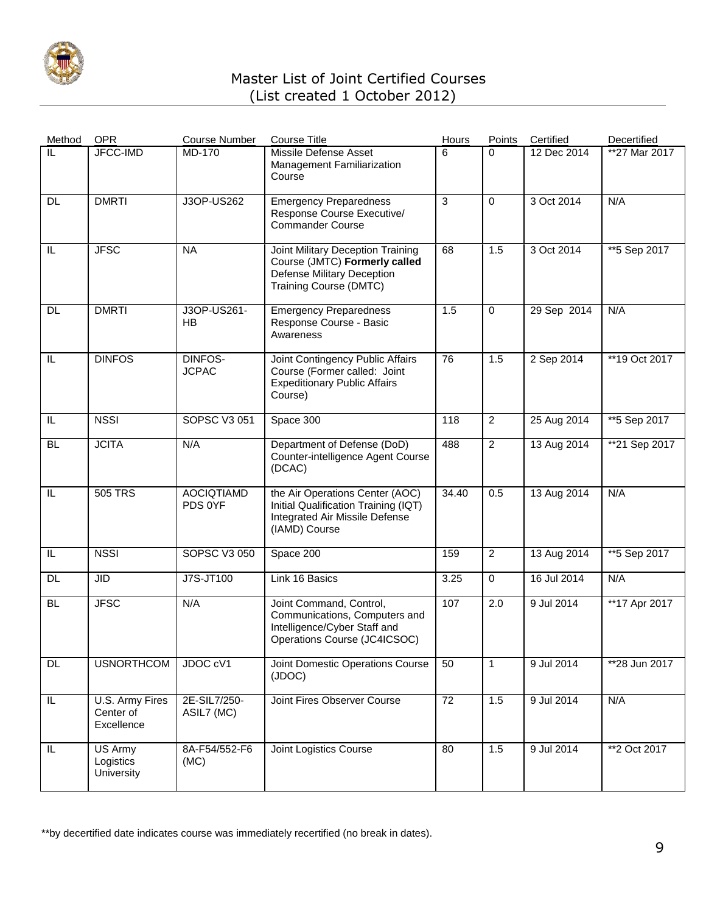# Master List of Joint Certified Courses
## (List created 1 October 2012)

| Method | OPR | Course Number | Course Title | Hours | Points | Certified | Decertified |
|---|---|---|---|---|---|---|---|
| IL | JFCC-IMD | MD-170 | Missile Defense Asset Management Familiarization Course | 6 | 0 | 12 Dec 2014 | **27 Mar 2017 |
| DL | DMRTI | J3OP-US262 | Emergency Preparedness Response Course Executive/ Commander Course | 3 | 0 | 3 Oct 2014 | N/A |
| IL | JFSC | NA | Joint Military Deception Training Course (JMTC) **Formerly called** Defense Military Deception Training Course (DMTC) | 68 | 1.5 | 3 Oct 2014 | **5 Sep 2017 |
| DL | DMRTI | J3OP-US261-HB | Emergency Preparedness Response Course - Basic Awareness | 1.5 | 0 | 29 Sep 2014 | N/A |
| IL | DINFOS | DINFOS-JCPAC | Joint Contingency Public Affairs Course (Former called: Joint Expeditionary Public Affairs Course) | 76 | 1.5 | 2 Sep 2014 | **19 Oct 2017 |
| IL | NSSI | SOPSC V3 051 | Space 300 | 118 | 2 | 25 Aug 2014 | **5 Sep 2017 |
| BL | JCITA | N/A | Department of Defense (DoD) Counter-intelligence Agent Course (DCAC) | 488 | 2 | 13 Aug 2014 | **21 Sep 2017 |
| IL | 505 TRS | AOCIQTIAMD PDS 0YF | the Air Operations Center (AOC) Initial Qualification Training (IQT) Integrated Air Missile Defense (IAMD) Course | 34.40 | 0.5 | 13 Aug 2014 | N/A |
| IL | NSSI | SOPSC V3 050 | Space 200 | 159 | 2 | 13 Aug 2014 | **5 Sep 2017 |
| DL | JID | J7S-JT100 | Link 16 Basics | 3.25 | 0 | 16 Jul 2014 | N/A |
| BL | JFSC | N/A | Joint Command, Control, Communications, Computers and Intelligence/Cyber Staff and Operations Course (JC4ICSOC) | 107 | 2.0 | 9 Jul 2014 | **17 Apr 2017 |
| DL | USNORTHCOM | JDOC cV1 | Joint Domestic Operations Course (JDOC) | 50 | 1 | 9 Jul 2014 | **28 Jun 2017 |
| IL | U.S. Army Fires Center of Excellence | 2E-SIL7/250-ASIL7 (MC) | Joint Fires Observer Course | 72 | 1.5 | 9 Jul 2014 | N/A |
| IL | US Army Logistics University | 8A-F54/552-F6 (MC) | Joint Logistics Course | 80 | 1.5 | 9 Jul 2014 | **2 Oct 2017 |

**by decertified date indicates course was immediately recertified (no break in dates).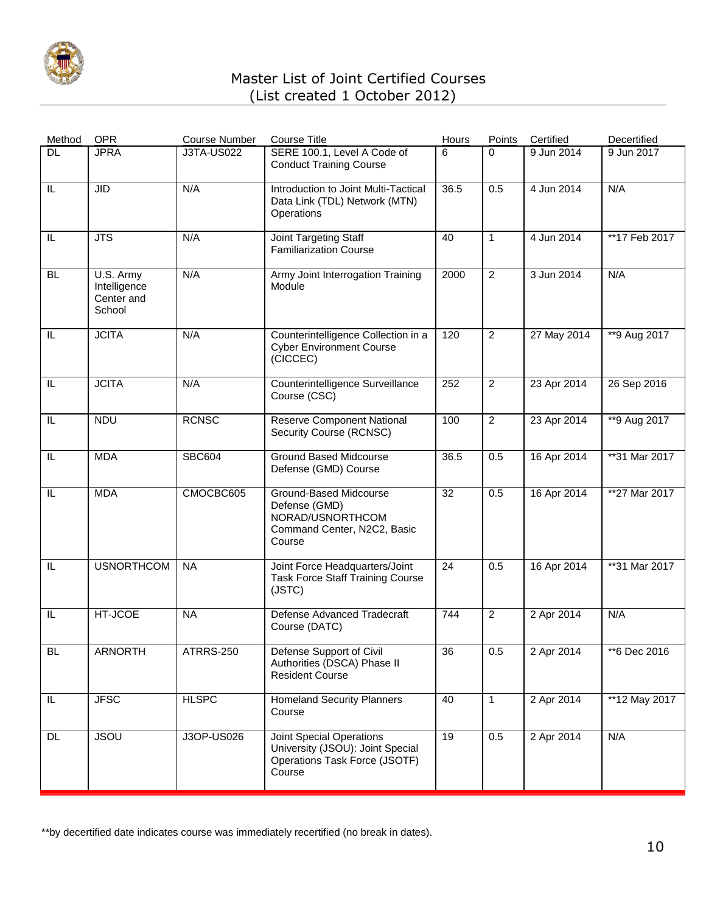# Master List of Joint Certified Courses

(List created 1 October 2012)

| Method | OPR | Course Number | Course Title | Hours | Points | Certified | Decertified |
|---|---|---|---|---|---|---|---|
| DL | JPRA | J3TA-US022 | SERE 100.1, Level A Code of Conduct Training Course | 6 | 0 | 9 Jun 2014 | 9 Jun 2017 |
| IL | JID | N/A | Introduction to Joint Multi-Tactical Data Link (TDL) Network (MTN) Operations | 36.5 | 0.5 | 4 Jun 2014 | N/A |
| IL | JTS | N/A | Joint Targeting Staff Familiarization Course | 40 | 1 | 4 Jun 2014 | **17 Feb 2017 |
| BL | U.S. Army Intelligence Center and School | N/A | Army Joint Interrogation Training Module | 2000 | 2 | 3 Jun 2014 | N/A |
| IL | JCITA | N/A | Counterintelligence Collection in a Cyber Environment Course (CICCEC) | 120 | 2 | 27 May 2014 | **9 Aug 2017 |
| IL | JCITA | N/A | Counterintelligence Surveillance Course (CSC) | 252 | 2 | 23 Apr 2014 | 26 Sep 2016 |
| IL | NDU | RCNSC | Reserve Component National Security Course (RCNSC) | 100 | 2 | 23 Apr 2014 | **9 Aug 2017 |
| IL | MDA | SBC604 | Ground Based Midcourse Defense (GMD) Course | 36.5 | 0.5 | 16 Apr 2014 | **31 Mar 2017 |
| IL | MDA | CMOCBC605 | Ground-Based Midcourse Defense (GMD) NORAD/USNORTHCOM Command Center, N2C2, Basic Course | 32 | 0.5 | 16 Apr 2014 | **27 Mar 2017 |
| IL | USNORTHCOM | NA | Joint Force Headquarters/Joint Task Force Staff Training Course (JSTC) | 24 | 0.5 | 16 Apr 2014 | **31 Mar 2017 |
| IL | HT-JCOE | NA | Defense Advanced Tradecraft Course (DATC) | 744 | 2 | 2 Apr 2014 | N/A |
| BL | ARNORTH | ATRRS-250 | Defense Support of Civil Authorities (DSCA) Phase II Resident Course | 36 | 0.5 | 2 Apr 2014 | **6 Dec 2016 |
| IL | JFSC | HLSPC | Homeland Security Planners Course | 40 | 1 | 2 Apr 2014 | **12 May 2017 |
| DL | JSOU | J3OP-US026 | Joint Special Operations University (JSOU): Joint Special Operations Task Force (JSOTF) Course | 19 | 0.5 | 2 Apr 2014 | N/A |

**by decertified date indicates course was immediately recertified (no break in dates).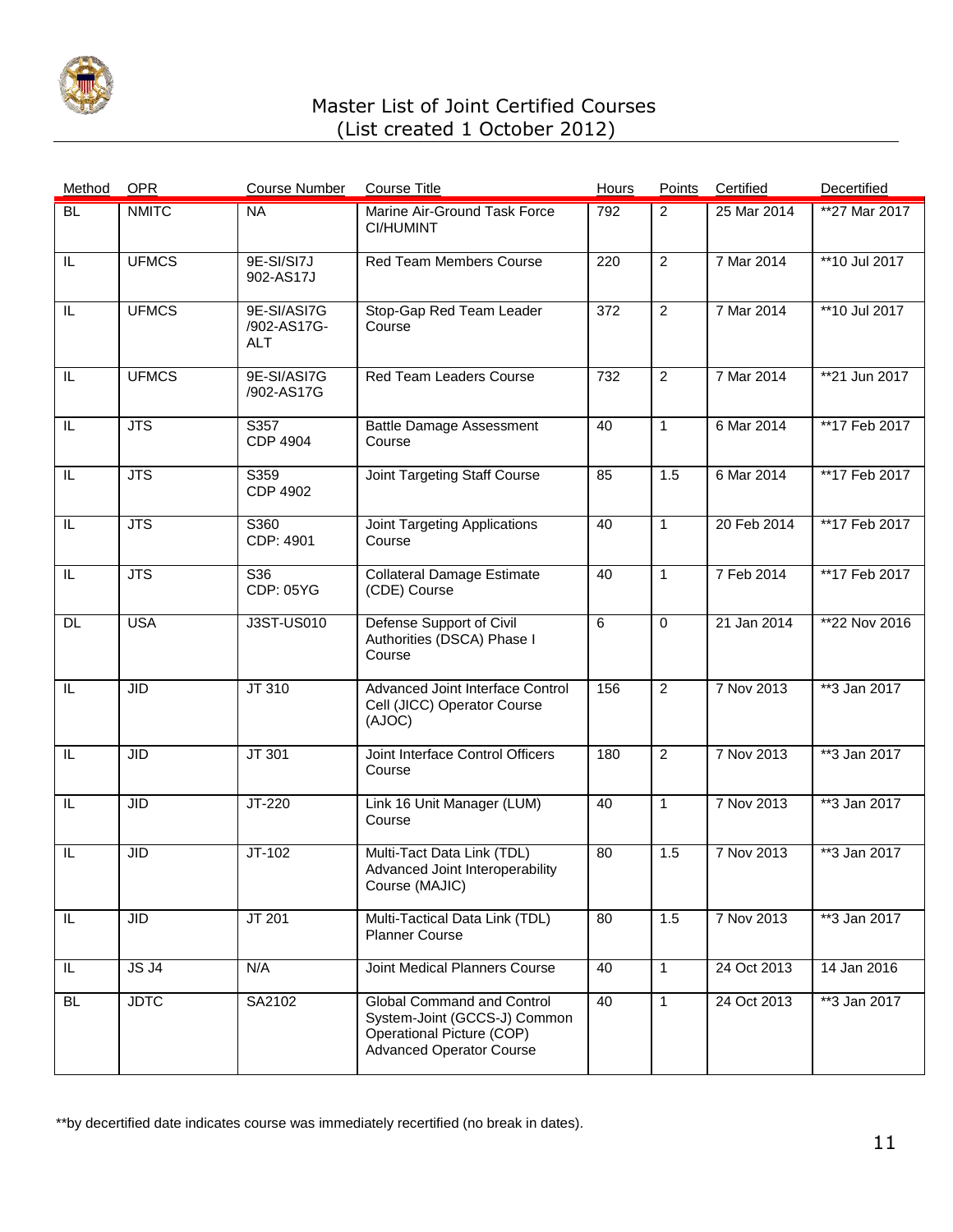# Master List of Joint Certified Courses
(List created 1 October 2012)

| Method | OPR | Course Number | Course Title | Hours | Points | Certified | Decertified |
|---|---|---|---|---|---|---|---|
| BL | NMITC | NA | Marine Air-Ground Task Force CI/HUMINT | 792 | 2 | 25 Mar 2014 | **27 Mar 2017 |
| IL | UFMCS | 9E-SI/SI7J 902-AS17J | Red Team Members Course | 220 | 2 | 7 Mar 2014 | **10 Jul 2017 |
| IL | UFMCS | 9E-SI/ASI7G /902-AS17G-ALT | Stop-Gap Red Team Leader Course | 372 | 2 | 7 Mar 2014 | **10 Jul 2017 |
| IL | UFMCS | 9E-SI/ASI7G /902-AS17G | Red Team Leaders Course | 732 | 2 | 7 Mar 2014 | **21 Jun 2017 |
| IL | JTS | S357 CDP 4904 | Battle Damage Assessment Course | 40 | 1 | 6 Mar 2014 | **17 Feb 2017 |
| IL | JTS | S359 CDP 4902 | Joint Targeting Staff Course | 85 | 1.5 | 6 Mar 2014 | **17 Feb 2017 |
| IL | JTS | S360 CDP: 4901 | Joint Targeting Applications Course | 40 | 1 | 20 Feb 2014 | **17 Feb 2017 |
| IL | JTS | S36 CDP: 05YG | Collateral Damage Estimate (CDE) Course | 40 | 1 | 7 Feb 2014 | **17 Feb 2017 |
| DL | USA | J3ST-US010 | Defense Support of Civil Authorities (DSCA) Phase I Course | 6 | 0 | 21 Jan 2014 | **22 Nov 2016 |
| IL | JID | JT 310 | Advanced Joint Interface Control Cell (JICC) Operator Course (AJOC) | 156 | 2 | 7 Nov 2013 | **3 Jan 2017 |
| IL | JID | JT 301 | Joint Interface Control Officers Course | 180 | 2 | 7 Nov 2013 | **3 Jan 2017 |
| IL | JID | JT-220 | Link 16 Unit Manager (LUM) Course | 40 | 1 | 7 Nov 2013 | **3 Jan 2017 |
| IL | JID | JT-102 | Multi-Tact Data Link (TDL) Advanced Joint Interoperability Course (MAJIC) | 80 | 1.5 | 7 Nov 2013 | **3 Jan 2017 |
| IL | JID | JT 201 | Multi-Tactical Data Link (TDL) Planner Course | 80 | 1.5 | 7 Nov 2013 | **3 Jan 2017 |
| IL | JS J4 | N/A | Joint Medical Planners Course | 40 | 1 | 24 Oct 2013 | 14 Jan 2016 |
| BL | JDTC | SA2102 | Global Command and Control System-Joint (GCCS-J) Common Operational Picture (COP) Advanced Operator Course | 40 | 1 | 24 Oct 2013 | **3 Jan 2017 |

**by decertified date indicates course was immediately recertified (no break in dates).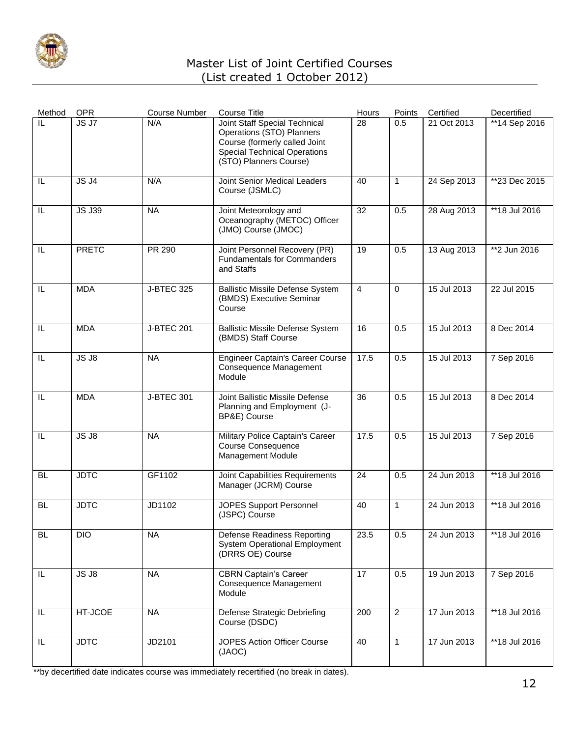# Master List of Joint Certified Courses
(List created 1 October 2012)

| Method | OPR | Course Number | Course Title | Hours | Points | Certified | Decertified |
|---|---|---|---|---|---|---|---|
| IL | JS J7 | N/A | Joint Staff Special Technical Operations (STO) Planners Course (formerly called Joint Special Technical Operations (STO) Planners Course) | 28 | 0.5 | 21 Oct 2013 | **14 Sep 2016 |
| IL | JS J4 | N/A | Joint Senior Medical Leaders Course (JSMLC) | 40 | 1 | 24 Sep 2013 | **23 Dec 2015 |
| IL | JS J39 | NA | Joint Meteorology and Oceanography (METOC) Officer (JMO) Course (JMOC) | 32 | 0.5 | 28 Aug 2013 | **18 Jul 2016 |
| IL | PRETC | PR 290 | Joint Personnel Recovery (PR) Fundamentals for Commanders and Staffs | 19 | 0.5 | 13 Aug 2013 | **2 Jun 2016 |
| IL | MDA | J-BTEC 325 | Ballistic Missile Defense System (BMDS) Executive Seminar Course | 4 | 0 | 15 Jul 2013 | 22 Jul 2015 |
| IL | MDA | J-BTEC 201 | Ballistic Missile Defense System (BMDS) Staff Course | 16 | 0.5 | 15 Jul 2013 | 8 Dec 2014 |
| IL | JS J8 | NA | Engineer Captain's Career Course Consequence Management Module | 17.5 | 0.5 | 15 Jul 2013 | 7 Sep 2016 |
| IL | MDA | J-BTEC 301 | Joint Ballistic Missile Defense Planning and Employment (J-BP&E) Course | 36 | 0.5 | 15 Jul 2013 | 8 Dec 2014 |
| IL | JS J8 | NA | Military Police Captain's Career Course Consequence Management Module | 17.5 | 0.5 | 15 Jul 2013 | 7 Sep 2016 |
| BL | JDTC | GF1102 | Joint Capabilities Requirements Manager (JCRM) Course | 24 | 0.5 | 24 Jun 2013 | **18 Jul 2016 |
| BL | JDTC | JD1102 | JOPES Support Personnel (JSPC) Course | 40 | 1 | 24 Jun 2013 | **18 Jul 2016 |
| BL | DIO | NA | Defense Readiness Reporting System Operational Employment (DRRS OE) Course | 23.5 | 0.5 | 24 Jun 2013 | **18 Jul 2016 |
| IL | JS J8 | NA | CBRN Captain's Career Consequence Management Module | 17 | 0.5 | 19 Jun 2013 | 7 Sep 2016 |
| IL | HT-JCOE | NA | Defense Strategic Debriefing Course (DSDC) | 200 | 2 | 17 Jun 2013 | **18 Jul 2016 |
| IL | JDTC | JD2101 | JOPES Action Officer Course (JAOC) | 40 | 1 | 17 Jun 2013 | **18 Jul 2016 |

**by decertified date indicates course was immediately recertified (no break in dates).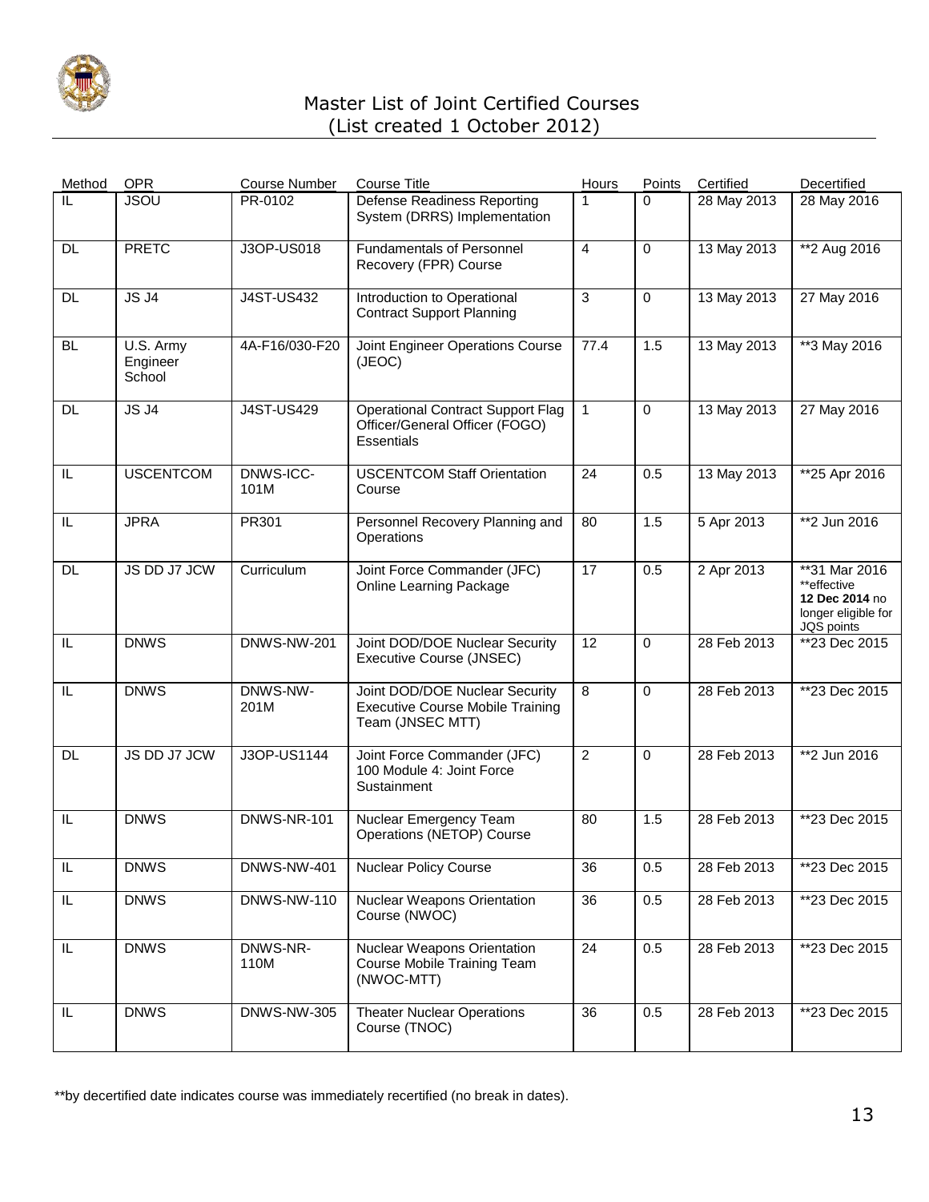# Master List of Joint Certified Courses
(List created 1 October 2012)

| Method | OPR | Course Number | Course Title | Hours | Points | Certified | Decertified |
|---|---|---|---|---|---|---|---|
| IL | JSOU | PR-0102 | Defense Readiness Reporting System (DRRS) Implementation | 1 | 0 | 28 May 2013 | 28 May 2016 |
| DL | PRETC | J3OP-US018 | Fundamentals of Personnel Recovery (FPR) Course | 4 | 0 | 13 May 2013 | **2 Aug 2016 |
| DL | JS J4 | J4ST-US432 | Introduction to Operational Contract Support Planning | 3 | 0 | 13 May 2013 | 27 May 2016 |
| BL | U.S. Army Engineer School | 4A-F16/030-F20 | Joint Engineer Operations Course (JEOC) | 77.4 | 1.5 | 13 May 2013 | **3 May 2016 |
| DL | JS J4 | J4ST-US429 | Operational Contract Support Flag Officer/General Officer (FOGO) Essentials | 1 | 0 | 13 May 2013 | 27 May 2016 |
| IL | USCENTCOM | DNWS-ICC-101M | USCENTCOM Staff Orientation Course | 24 | 0.5 | 13 May 2013 | **25 Apr 2016 |
| IL | JPRA | PR301 | Personnel Recovery Planning and Operations | 80 | 1.5 | 5 Apr 2013 | **2 Jun 2016 |
| DL | JS DD J7 JCW | Curriculum | Joint Force Commander (JFC) Online Learning Package | 17 | 0.5 | 2 Apr 2013 | **31 Mar 2016 **effective **12 Dec 2014** no longer eligible for JQS points |
| IL | DNWS | DNWS-NW-201 | Joint DOD/DOE Nuclear Security Executive Course (JNSEC) | 12 | 0 | 28 Feb 2013 | **23 Dec 2015 |
| IL | DNWS | DNWS-NW-201M | Joint DOD/DOE Nuclear Security Executive Course Mobile Training Team (JNSEC MTT) | 8 | 0 | 28 Feb 2013 | **23 Dec 2015 |
| DL | JS DD J7 JCW | J3OP-US1144 | Joint Force Commander (JFC) 100 Module 4: Joint Force Sustainment | 2 | 0 | 28 Feb 2013 | **2 Jun 2016 |
| IL | DNWS | DNWS-NR-101 | Nuclear Emergency Team Operations (NETOP) Course | 80 | 1.5 | 28 Feb 2013 | **23 Dec 2015 |
| IL | DNWS | DNWS-NW-401 | Nuclear Policy Course | 36 | 0.5 | 28 Feb 2013 | **23 Dec 2015 |
| IL | DNWS | DNWS-NW-110 | Nuclear Weapons Orientation Course (NWOC) | 36 | 0.5 | 28 Feb 2013 | **23 Dec 2015 |
| IL | DNWS | DNWS-NR-110M | Nuclear Weapons Orientation Course Mobile Training Team (NWOC-MTT) | 24 | 0.5 | 28 Feb 2013 | **23 Dec 2015 |
| IL | DNWS | DNWS-NW-305 | Theater Nuclear Operations Course (TNOC) | 36 | 0.5 | 28 Feb 2013 | **23 Dec 2015 |

**by decertified date indicates course was immediately recertified (no break in dates).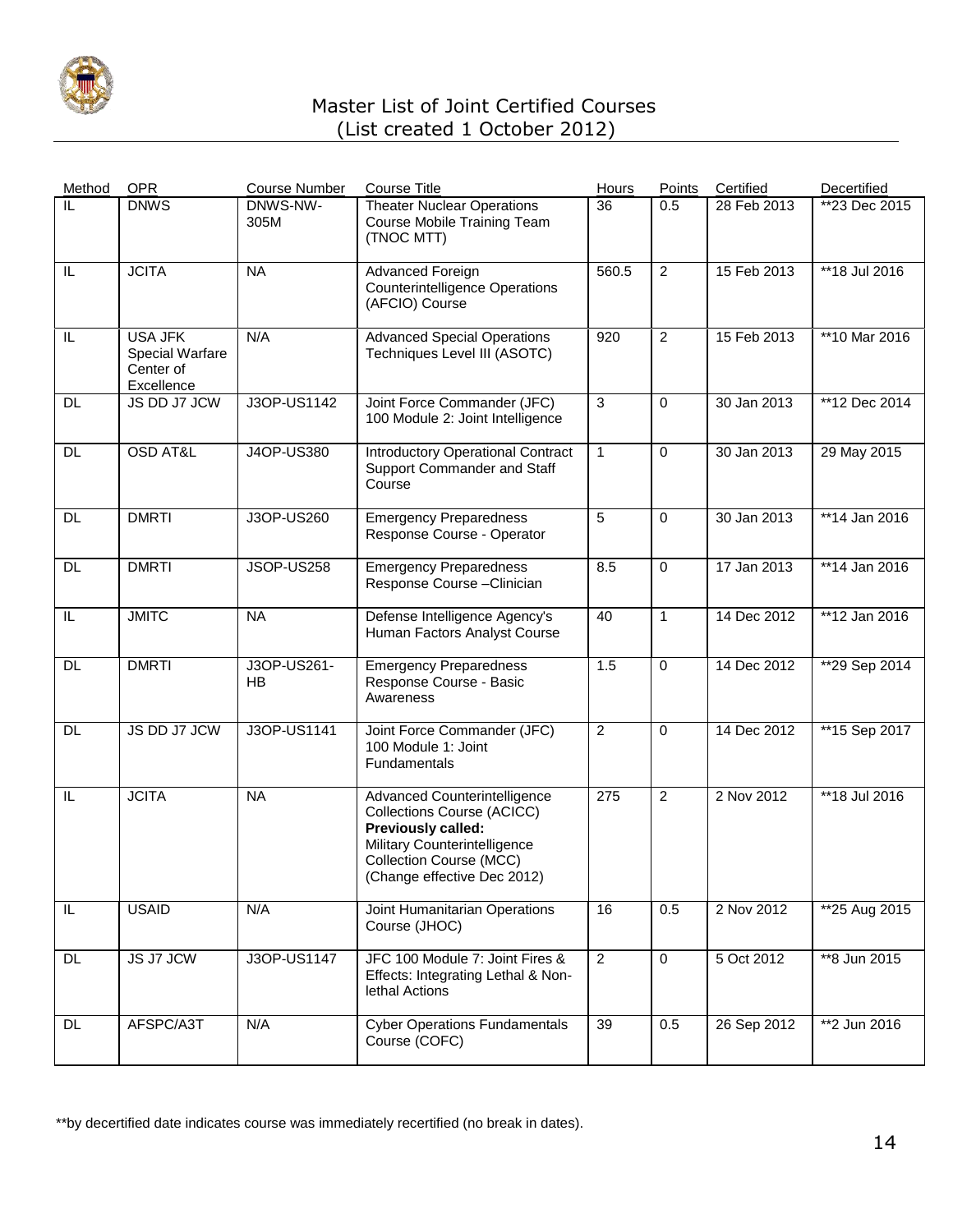# Master List of Joint Certified Courses
(List created 1 October 2012)

| Method | OPR | Course Number | Course Title | Hours | Points | Certified | Decertified |
|---|---|---|---|---|---|---|---|
| IL | DNWS | DNWS-NW-305M | Theater Nuclear Operations Course Mobile Training Team (TNOC MTT) | 36 | 0.5 | 28 Feb 2013 | **23 Dec 2015 |
| IL | JCITA | NA | Advanced Foreign Counterintelligence Operations (AFCIO) Course | 560.5 | 2 | 15 Feb 2013 | **18 Jul 2016 |
| IL | USA JFK Special Warfare Center of Excellence | N/A | Advanced Special Operations Techniques Level III (ASOTC) | 920 | 2 | 15 Feb 2013 | **10 Mar 2016 |
| DL | JS DD J7 JCW | J3OP-US1142 | Joint Force Commander (JFC) 100 Module 2: Joint Intelligence | 3 | 0 | 30 Jan 2013 | **12 Dec 2014 |
| DL | OSD AT&L | J4OP-US380 | Introductory Operational Contract Support Commander and Staff Course | 1 | 0 | 30 Jan 2013 | 29 May 2015 |
| DL | DMRTI | J3OP-US260 | Emergency Preparedness Response Course - Operator | 5 | 0 | 30 Jan 2013 | **14 Jan 2016 |
| DL | DMRTI | JSOP-US258 | Emergency Preparedness Response Course –Clinician | 8.5 | 0 | 17 Jan 2013 | **14 Jan 2016 |
| IL | JMITC | NA | Defense Intelligence Agency's Human Factors Analyst Course | 40 | 1 | 14 Dec 2012 | **12 Jan 2016 |
| DL | DMRTI | J3OP-US261-HB | Emergency Preparedness Response Course - Basic Awareness | 1.5 | 0 | 14 Dec 2012 | **29 Sep 2014 |
| DL | JS DD J7 JCW | J3OP-US1141 | Joint Force Commander (JFC) 100 Module 1: Joint Fundamentals | 2 | 0 | 14 Dec 2012 | **15 Sep 2017 |
| IL | JCITA | NA | Advanced Counterintelligence Collections Course (ACICC) **Previously called:** Military Counterintelligence Collection Course (MCC) (Change effective Dec 2012) | 275 | 2 | 2 Nov 2012 | **18 Jul 2016 |
| IL | USAID | N/A | Joint Humanitarian Operations Course (JHOC) | 16 | 0.5 | 2 Nov 2012 | **25 Aug 2015 |
| DL | JS J7 JCW | J3OP-US1147 | JFC 100 Module 7: Joint Fires & Effects: Integrating Lethal & Non-lethal Actions | 2 | 0 | 5 Oct 2012 | **8 Jun 2015 |
| DL | AFSPC/A3T | N/A | Cyber Operations Fundamentals Course (COFC) | 39 | 0.5 | 26 Sep 2012 | **2 Jun 2016 |

**by decertified date indicates course was immediately recertified (no break in dates).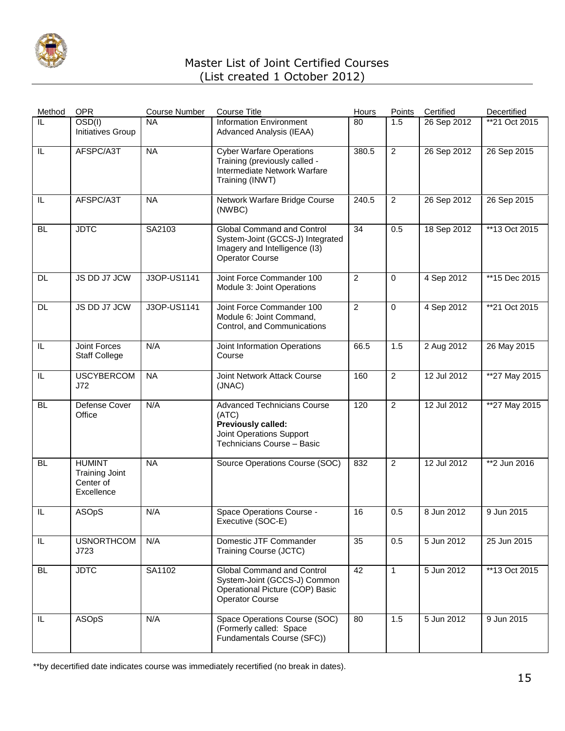# Master List of Joint Certified Courses
(List created 1 October 2012)

| Method | OPR | Course Number | Course Title | Hours | Points | Certified | Decertified |
|---|---|---|---|---|---|---|---|
| IL | OSD(I) Initiatives Group | NA | Information Environment Advanced Analysis (IEAA) | 80 | 1.5 | 26 Sep 2012 | **21 Oct 2015 |
| IL | AFSPC/A3T | NA | Cyber Warfare Operations Training (previously called - Intermediate Network Warfare Training (INWT) | 380.5 | 2 | 26 Sep 2012 | 26 Sep 2015 |
| IL | AFSPC/A3T | NA | Network Warfare Bridge Course (NWBC) | 240.5 | 2 | 26 Sep 2012 | 26 Sep 2015 |
| BL | JDTC | SA2103 | Global Command and Control System-Joint (GCCS-J) Integrated Imagery and Intelligence (I3) Operator Course | 34 | 0.5 | 18 Sep 2012 | **13 Oct 2015 |
| DL | JS DD J7 JCW | J3OP-US1141 | Joint Force Commander 100 Module 3: Joint Operations | 2 | 0 | 4 Sep 2012 | **15 Dec 2015 |
| DL | JS DD J7 JCW | J3OP-US1141 | Joint Force Commander 100 Module 6: Joint Command, Control, and Communications | 2 | 0 | 4 Sep 2012 | **21 Oct 2015 |
| IL | Joint Forces Staff College | N/A | Joint Information Operations Course | 66.5 | 1.5 | 2 Aug 2012 | 26 May 2015 |
| IL | USCYBERCOM J72 | NA | Joint Network Attack Course (JNAC) | 160 | 2 | 12 Jul 2012 | **27 May 2015 |
| BL | Defense Cover Office | N/A | Advanced Technicians Course (ATC) **Previously called:** Joint Operations Support Technicians Course – Basic | 120 | 2 | 12 Jul 2012 | **27 May 2015 |
| BL | HUMINT Training Joint Center of Excellence | NA | Source Operations Course (SOC) | 832 | 2 | 12 Jul 2012 | **2 Jun 2016 |
| IL | ASOpS | N/A | Space Operations Course - Executive (SOC-E) | 16 | 0.5 | 8 Jun 2012 | 9 Jun 2015 |
| IL | USNORTHCOM J723 | N/A | Domestic JTF Commander Training Course (JCTC) | 35 | 0.5 | 5 Jun 2012 | 25 Jun 2015 |
| BL | JDTC | SA1102 | Global Command and Control System-Joint (GCCS-J) Common Operational Picture (COP) Basic Operator Course | 42 | 1 | 5 Jun 2012 | **13 Oct 2015 |
| IL | ASOpS | N/A | Space Operations Course (SOC) (Formerly called: Space Fundamentals Course (SFC)) | 80 | 1.5 | 5 Jun 2012 | 9 Jun 2015 |

**by decertified date indicates course was immediately recertified (no break in dates).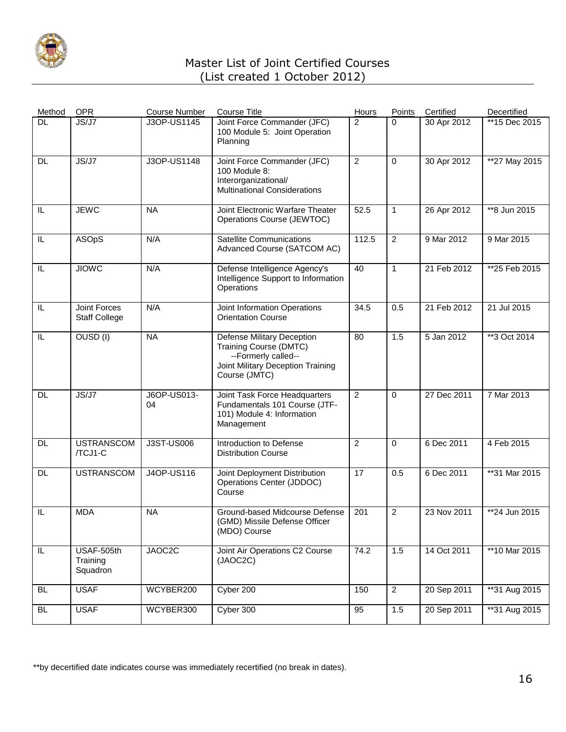# Master List of Joint Certified Courses
(List created 1 October 2012)

| Method | OPR | Course Number | Course Title | Hours | Points | Certified | Decertified |
|---|---|---|---|---|---|---|---|
| DL | JS/J7 | J3OP-US1145 | Joint Force Commander (JFC) 100 Module 5: Joint Operation Planning | 2 | 0 | 30 Apr 2012 | **15 Dec 2015 |
| DL | JS/J7 | J3OP-US1148 | Joint Force Commander (JFC) 100 Module 8: Interorganizational/ Multinational Considerations | 2 | 0 | 30 Apr 2012 | **27 May 2015 |
| IL | JEWC | NA | Joint Electronic Warfare Theater Operations Course (JEWTOC) | 52.5 | 1 | 26 Apr 2012 | **8 Jun 2015 |
| IL | ASOpS | N/A | Satellite Communications Advanced Course (SATCOM AC) | 112.5 | 2 | 9 Mar 2012 | 9 Mar 2015 |
| IL | JIOWC | N/A | Defense Intelligence Agency's Intelligence Support to Information Operations | 40 | 1 | 21 Feb 2012 | **25 Feb 2015 |
| IL | Joint Forces Staff College | N/A | Joint Information Operations Orientation Course | 34.5 | 0.5 | 21 Feb 2012 | 21 Jul 2015 |
| IL | OUSD (I) | NA | Defense Military Deception Training Course (DMTC) --Formerly called-- Joint Military Deception Training Course (JMTC) | 80 | 1.5 | 5 Jan 2012 | **3 Oct 2014 |
| DL | JS/J7 | J6OP-US013-04 | Joint Task Force Headquarters Fundamentals 101 Course (JTF-101) Module 4: Information Management | 2 | 0 | 27 Dec 2011 | 7 Mar 2013 |
| DL | USTRANSCOM /TCJ1-C | J3ST-US006 | Introduction to Defense Distribution Course | 2 | 0 | 6 Dec 2011 | 4 Feb 2015 |
| DL | USTRANSCOM | J4OP-US116 | Joint Deployment Distribution Operations Center (JDDOC) Course | 17 | 0.5 | 6 Dec 2011 | **31 Mar 2015 |
| IL | MDA | NA | Ground-based Midcourse Defense (GMD) Missile Defense Officer (MDO) Course | 201 | 2 | 23 Nov 2011 | **24 Jun 2015 |
| IL | USAF-505th Training Squadron | JAOC2C | Joint Air Operations C2 Course (JAOC2C) | 74.2 | 1.5 | 14 Oct 2011 | **10 Mar 2015 |
| BL | USAF | WCYBER200 | Cyber 200 | 150 | 2 | 20 Sep 2011 | **31 Aug 2015 |
| BL | USAF | WCYBER300 | Cyber 300 | 95 | 1.5 | 20 Sep 2011 | **31 Aug 2015 |

**by decertified date indicates course was immediately recertified (no break in dates).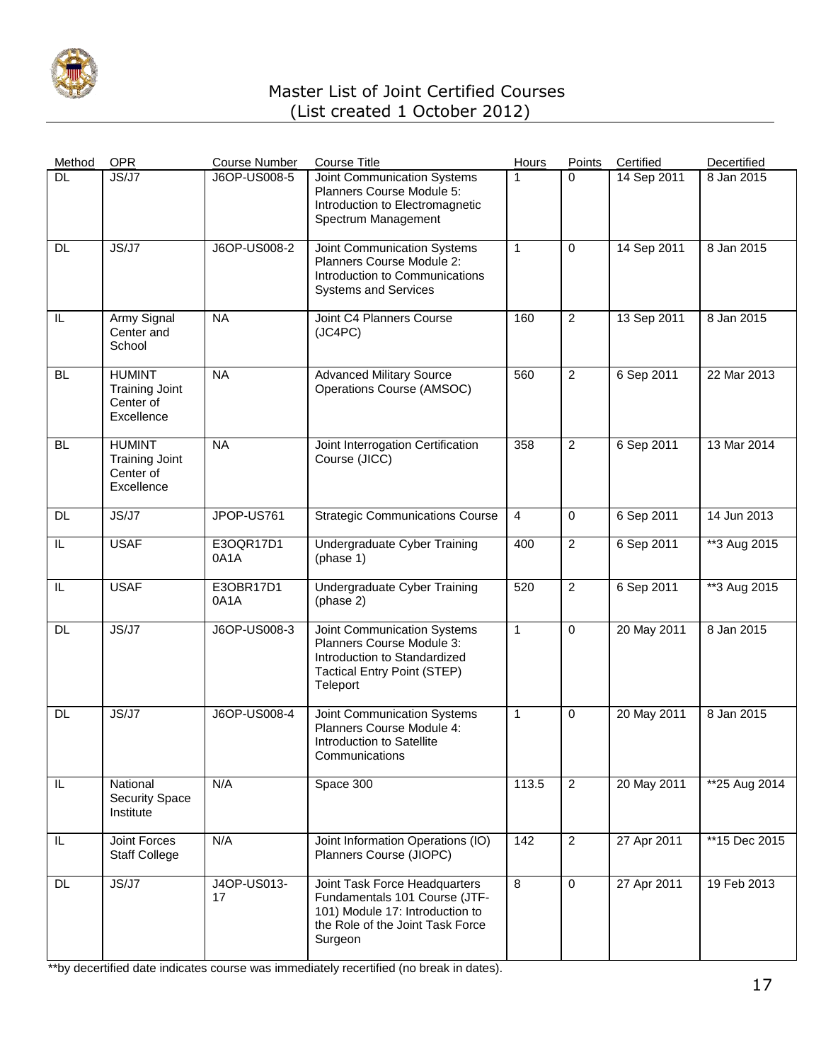# Master List of Joint Certified Courses
(List created 1 October 2012)

| Method | OPR | Course Number | Course Title | Hours | Points | Certified | Decertified |
|---|---|---|---|---|---|---|---|
| DL | JS/J7 | J6OP-US008-5 | Joint Communication Systems Planners Course Module 5: Introduction to Electromagnetic Spectrum Management | 1 | 0 | 14 Sep 2011 | 8 Jan 2015 |
| DL | JS/J7 | J6OP-US008-2 | Joint Communication Systems Planners Course Module 2: Introduction to Communications Systems and Services | 1 | 0 | 14 Sep 2011 | 8 Jan 2015 |
| IL | Army Signal Center and School | NA | Joint C4 Planners Course (JC4PC) | 160 | 2 | 13 Sep 2011 | 8 Jan 2015 |
| BL | HUMINT Training Joint Center of Excellence | NA | Advanced Military Source Operations Course (AMSOC) | 560 | 2 | 6 Sep 2011 | 22 Mar 2013 |
| BL | HUMINT Training Joint Center of Excellence | NA | Joint Interrogation Certification Course (JICC) | 358 | 2 | 6 Sep 2011 | 13 Mar 2014 |
| DL | JS/J7 | JPOP-US761 | Strategic Communications Course | 4 | 0 | 6 Sep 2011 | 14 Jun 2013 |
| IL | USAF | E3OQR17D1 0A1A | Undergraduate Cyber Training (phase 1) | 400 | 2 | 6 Sep 2011 | **3 Aug 2015 |
| IL | USAF | E3OBR17D1 0A1A | Undergraduate Cyber Training (phase 2) | 520 | 2 | 6 Sep 2011 | **3 Aug 2015 |
| DL | JS/J7 | J6OP-US008-3 | Joint Communication Systems Planners Course Module 3: Introduction to Standardized Tactical Entry Point (STEP) Teleport | 1 | 0 | 20 May 2011 | 8 Jan 2015 |
| DL | JS/J7 | J6OP-US008-4 | Joint Communication Systems Planners Course Module 4: Introduction to Satellite Communications | 1 | 0 | 20 May 2011 | 8 Jan 2015 |
| IL | National Security Space Institute | N/A | Space 300 | 113.5 | 2 | 20 May 2011 | **25 Aug 2014 |
| IL | Joint Forces Staff College | N/A | Joint Information Operations (IO) Planners Course (JIOPC) | 142 | 2 | 27 Apr 2011 | **15 Dec 2015 |
| DL | JS/J7 | J4OP-US013-17 | Joint Task Force Headquarters Fundamentals 101 Course (JTF-101) Module 17: Introduction to the Role of the Joint Task Force Surgeon | 8 | 0 | 27 Apr 2011 | 19 Feb 2013 |

**by decertified date indicates course was immediately recertified (no break in dates).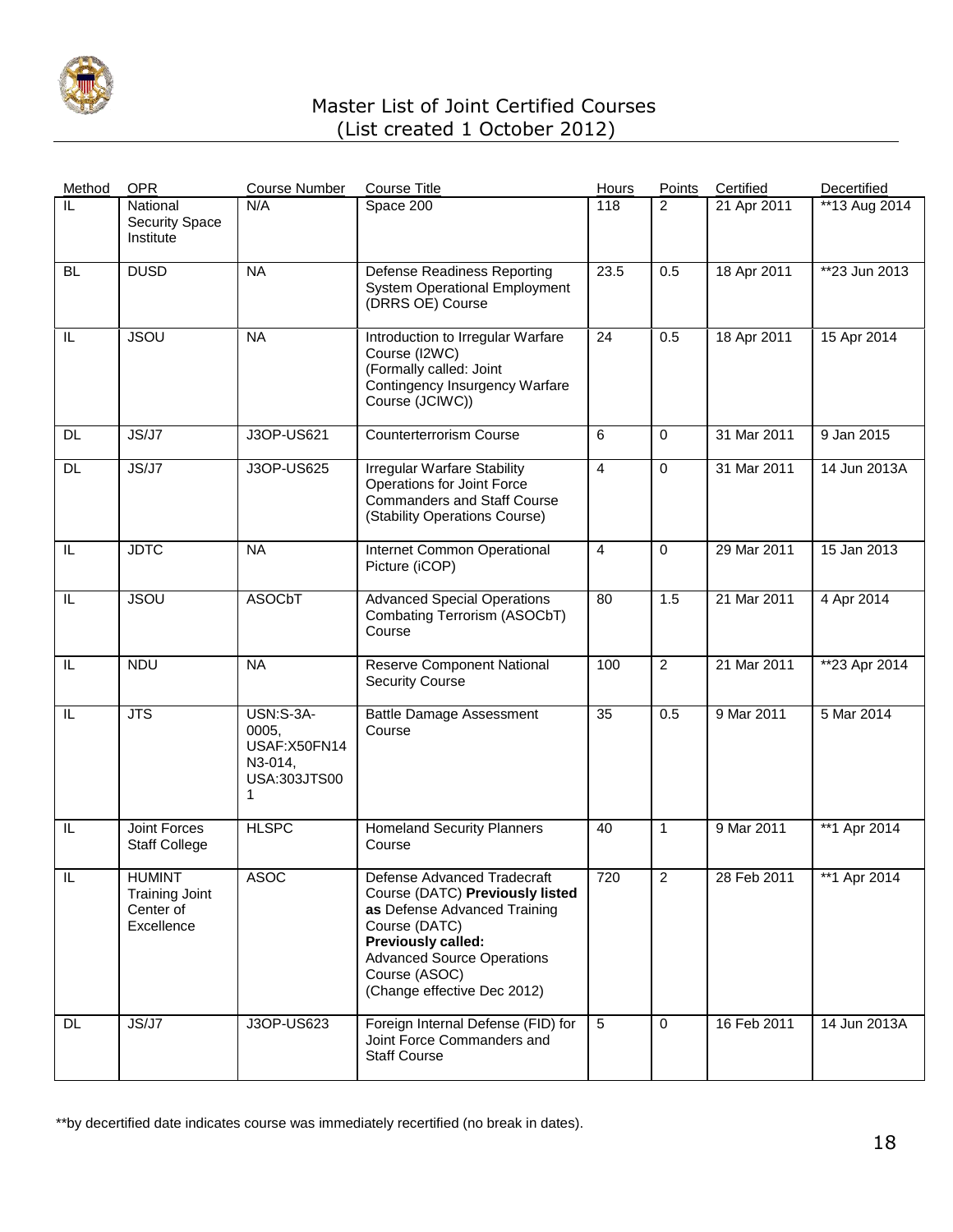# Master List of Joint Certified Courses
(List created 1 October 2012)

| Method | OPR | Course Number | Course Title | Hours | Points | Certified | Decertified |
|---|---|---|---|---|---|---|---|
| IL | National Security Space Institute | N/A | Space 200 | 118 | 2 | 21 Apr 2011 | **13 Aug 2014 |
| BL | DUSD | NA | Defense Readiness Reporting System Operational Employment (DRRS OE) Course | 23.5 | 0.5 | 18 Apr 2011 | **23 Jun 2013 |
| IL | JSOU | NA | Introduction to Irregular Warfare Course (I2WC) (Formally called: Joint Contingency Insurgency Warfare Course (JCIWC)) | 24 | 0.5 | 18 Apr 2011 | 15 Apr 2014 |
| DL | JS/J7 | J3OP-US621 | Counterterrorism Course | 6 | 0 | 31 Mar 2011 | 9 Jan 2015 |
| DL | JS/J7 | J3OP-US625 | Irregular Warfare Stability Operations for Joint Force Commanders and Staff Course (Stability Operations Course) | 4 | 0 | 31 Mar 2011 | 14 Jun 2013A |
| IL | JDTC | NA | Internet Common Operational Picture (iCOP) | 4 | 0 | 29 Mar 2011 | 15 Jan 2013 |
| IL | JSOU | ASOCbT | Advanced Special Operations Combating Terrorism (ASOCbT) Course | 80 | 1.5 | 21 Mar 2011 | 4 Apr 2014 |
| IL | NDU | NA | Reserve Component National Security Course | 100 | 2 | 21 Mar 2011 | **23 Apr 2014 |
| IL | JTS | USN:S-3A-0005, USAF:X50FN14N3-014, USA:303JTS001 | Battle Damage Assessment Course | 35 | 0.5 | 9 Mar 2011 | 5 Mar 2014 |
| IL | Joint Forces Staff College | HLSPC | Homeland Security Planners Course | 40 | 1 | 9 Mar 2011 | **1 Apr 2014 |
| IL | HUMINT Training Joint Center of Excellence | ASOC | Defense Advanced Tradecraft Course (DATC) **Previously listed as** Defense Advanced Training Course (DATC) **Previously called:** Advanced Source Operations Course (ASOC) (Change effective Dec 2012) | 720 | 2 | 28 Feb 2011 | **1 Apr 2014 |
| DL | JS/J7 | J3OP-US623 | Foreign Internal Defense (FID) for Joint Force Commanders and Staff Course | 5 | 0 | 16 Feb 2011 | 14 Jun 2013A |

**by decertified date indicates course was immediately recertified (no break in dates).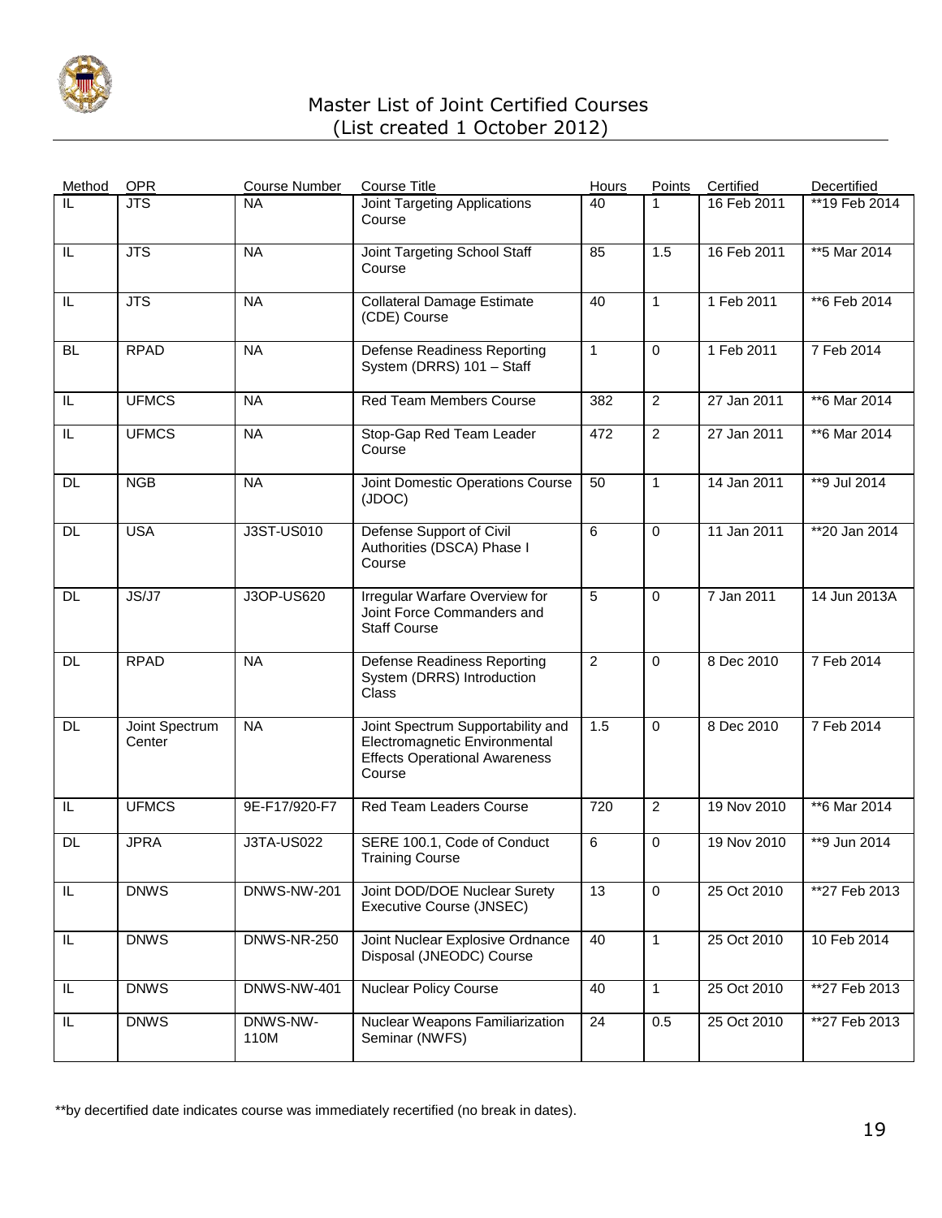# Master List of Joint Certified Courses
(List created 1 October 2012)

| Method | OPR | Course Number | Course Title | Hours | Points | Certified | Decertified |
|---|---|---|---|---|---|---|---|
| IL | JTS | NA | Joint Targeting Applications Course | 40 | 1 | 16 Feb 2011 | **19 Feb 2014 |
| IL | JTS | NA | Joint Targeting School Staff Course | 85 | 1.5 | 16 Feb 2011 | **5 Mar 2014 |
| IL | JTS | NA | Collateral Damage Estimate (CDE) Course | 40 | 1 | 1 Feb 2011 | **6 Feb 2014 |
| BL | RPAD | NA | Defense Readiness Reporting System (DRRS) 101 – Staff | 1 | 0 | 1 Feb 2011 | 7 Feb 2014 |
| IL | UFMCS | NA | Red Team Members Course | 382 | 2 | 27 Jan 2011 | **6 Mar 2014 |
| IL | UFMCS | NA | Stop-Gap Red Team Leader Course | 472 | 2 | 27 Jan 2011 | **6 Mar 2014 |
| DL | NGB | NA | Joint Domestic Operations Course (JDOC) | 50 | 1 | 14 Jan 2011 | **9 Jul 2014 |
| DL | USA | J3ST-US010 | Defense Support of Civil Authorities (DSCA) Phase I Course | 6 | 0 | 11 Jan 2011 | **20 Jan 2014 |
| DL | JS/J7 | J3OP-US620 | Irregular Warfare Overview for Joint Force Commanders and Staff Course | 5 | 0 | 7 Jan 2011 | 14 Jun 2013A |
| DL | RPAD | NA | Defense Readiness Reporting System (DRRS) Introduction Class | 2 | 0 | 8 Dec 2010 | 7 Feb 2014 |
| DL | Joint Spectrum Center | NA | Joint Spectrum Supportability and Electromagnetic Environmental Effects Operational Awareness Course | 1.5 | 0 | 8 Dec 2010 | 7 Feb 2014 |
| IL | UFMCS | 9E-F17/920-F7 | Red Team Leaders Course | 720 | 2 | 19 Nov 2010 | **6 Mar 2014 |
| DL | JPRA | J3TA-US022 | SERE 100.1, Code of Conduct Training Course | 6 | 0 | 19 Nov 2010 | **9 Jun 2014 |
| IL | DNWS | DNWS-NW-201 | Joint DOD/DOE Nuclear Surety Executive Course (JNSEC) | 13 | 0 | 25 Oct 2010 | **27 Feb 2013 |
| IL | DNWS | DNWS-NR-250 | Joint Nuclear Explosive Ordnance Disposal (JNEODC) Course | 40 | 1 | 25 Oct 2010 | 10 Feb 2014 |
| IL | DNWS | DNWS-NW-401 | Nuclear Policy Course | 40 | 1 | 25 Oct 2010 | **27 Feb 2013 |
| IL | DNWS | DNWS-NW-110M | Nuclear Weapons Familiarization Seminar (NWFS) | 24 | 0.5 | 25 Oct 2010 | **27 Feb 2013 |

**by decertified date indicates course was immediately recertified (no break in dates).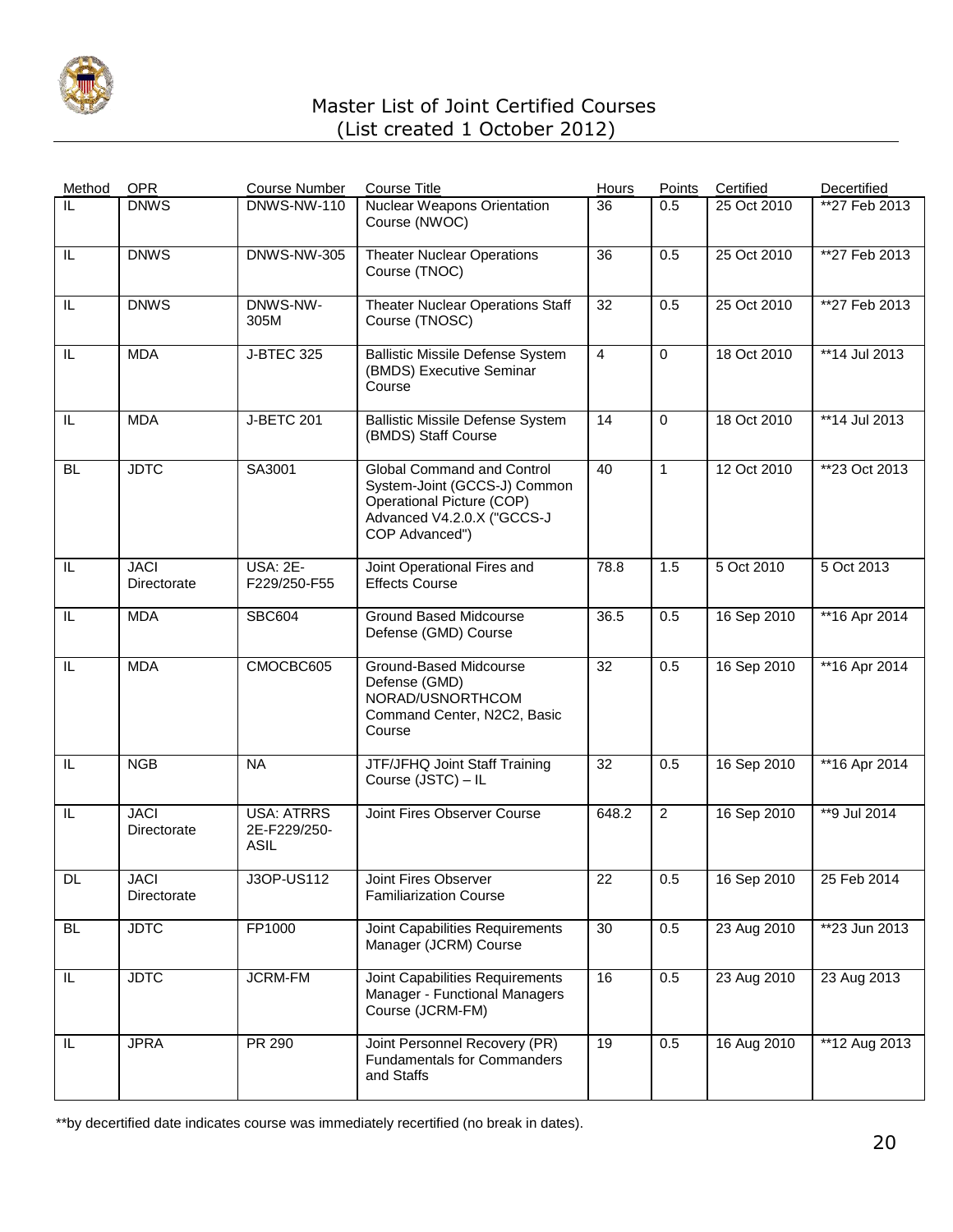# Master List of Joint Certified Courses
(List created 1 October 2012)

| Method | OPR | Course Number | Course Title | Hours | Points | Certified | Decertified |
|---|---|---|---|---|---|---|---|
| IL | DNWS | DNWS-NW-110 | Nuclear Weapons Orientation Course (NWOC) | 36 | 0.5 | 25 Oct 2010 | **27 Feb 2013 |
| IL | DNWS | DNWS-NW-305 | Theater Nuclear Operations Course (TNOC) | 36 | 0.5 | 25 Oct 2010 | **27 Feb 2013 |
| IL | DNWS | DNWS-NW-305M | Theater Nuclear Operations Staff Course (TNOSC) | 32 | 0.5 | 25 Oct 2010 | **27 Feb 2013 |
| IL | MDA | J-BTEC 325 | Ballistic Missile Defense System (BMDS) Executive Seminar Course | 4 | 0 | 18 Oct 2010 | **14 Jul 2013 |
| IL | MDA | J-BETC 201 | Ballistic Missile Defense System (BMDS) Staff Course | 14 | 0 | 18 Oct 2010 | **14 Jul 2013 |
| BL | JDTC | SA3001 | Global Command and Control System-Joint (GCCS-J) Common Operational Picture (COP) Advanced V4.2.0.X ("GCCS-J COP Advanced") | 40 | 1 | 12 Oct 2010 | **23 Oct 2013 |
| IL | JACI Directorate | USA: 2E-F229/250-F55 | Joint Operational Fires and Effects Course | 78.8 | 1.5 | 5 Oct 2010 | 5 Oct 2013 |
| IL | MDA | SBC604 | Ground Based Midcourse Defense (GMD) Course | 36.5 | 0.5 | 16 Sep 2010 | **16 Apr 2014 |
| IL | MDA | CMOCBC605 | Ground-Based Midcourse Defense (GMD) NORAD/USNORTHCOM Command Center, N2C2, Basic Course | 32 | 0.5 | 16 Sep 2010 | **16 Apr 2014 |
| IL | NGB | NA | JTF/JFHQ Joint Staff Training Course (JSTC) – IL | 32 | 0.5 | 16 Sep 2010 | **16 Apr 2014 |
| IL | JACI Directorate | USA: ATRRS 2E-F229/250-ASIL | Joint Fires Observer Course | 648.2 | 2 | 16 Sep 2010 | **9 Jul 2014 |
| DL | JACI Directorate | J3OP-US112 | Joint Fires Observer Familiarization Course | 22 | 0.5 | 16 Sep 2010 | 25 Feb 2014 |
| BL | JDTC | FP1000 | Joint Capabilities Requirements Manager (JCRM) Course | 30 | 0.5 | 23 Aug 2010 | **23 Jun 2013 |
| IL | JDTC | JCRM-FM | Joint Capabilities Requirements Manager - Functional Managers Course (JCRM-FM) | 16 | 0.5 | 23 Aug 2010 | 23 Aug 2013 |
| IL | JPRA | PR 290 | Joint Personnel Recovery (PR) Fundamentals for Commanders and Staffs | 19 | 0.5 | 16 Aug 2010 | **12 Aug 2013 |

**by decertified date indicates course was immediately recertified (no break in dates).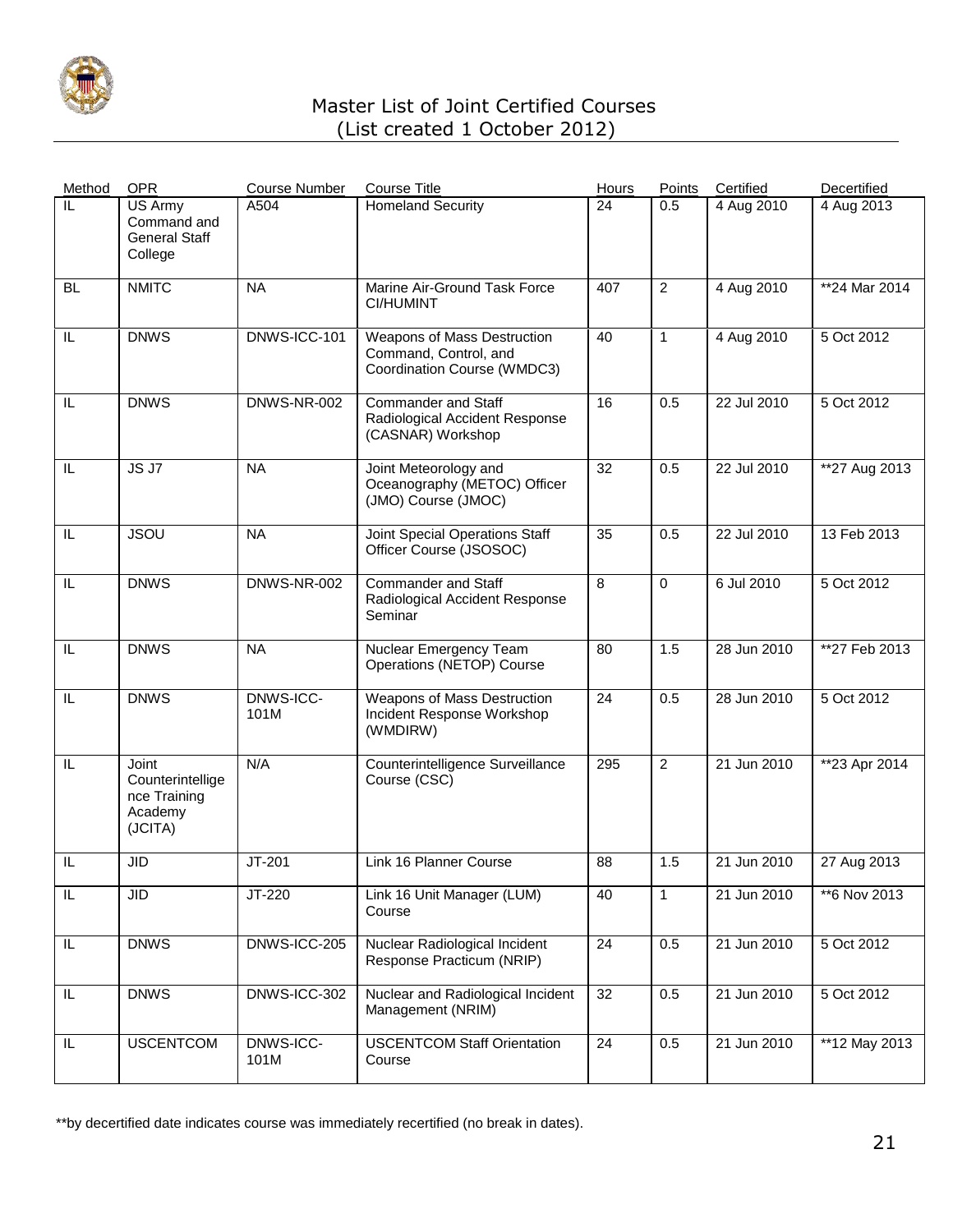# Master List of Joint Certified Courses
(List created 1 October 2012)

| Method | OPR | Course Number | Course Title | Hours | Points | Certified | Decertified |
|---|---|---|---|---|---|---|---|
| IL | US Army Command and General Staff College | A504 | Homeland Security | 24 | 0.5 | 4 Aug 2010 | 4 Aug 2013 |
| BL | NMITC | NA | Marine Air-Ground Task Force CI/HUMINT | 407 | 2 | 4 Aug 2010 | **24 Mar 2014 |
| IL | DNWS | DNWS-ICC-101 | Weapons of Mass Destruction Command, Control, and Coordination Course (WMDC3) | 40 | 1 | 4 Aug 2010 | 5 Oct 2012 |
| IL | DNWS | DNWS-NR-002 | Commander and Staff Radiological Accident Response (CASNAR) Workshop | 16 | 0.5 | 22 Jul 2010 | 5 Oct 2012 |
| IL | JS J7 | NA | Joint Meteorology and Oceanography (METOC) Officer (JMO) Course (JMOC) | 32 | 0.5 | 22 Jul 2010 | **27 Aug 2013 |
| IL | JSOU | NA | Joint Special Operations Staff Officer Course (JSOSOC) | 35 | 0.5 | 22 Jul 2010 | 13 Feb 2013 |
| IL | DNWS | DNWS-NR-002 | Commander and Staff Radiological Accident Response Seminar | 8 | 0 | 6 Jul 2010 | 5 Oct 2012 |
| IL | DNWS | NA | Nuclear Emergency Team Operations (NETOP) Course | 80 | 1.5 | 28 Jun 2010 | **27 Feb 2013 |
| IL | DNWS | DNWS-ICC-101M | Weapons of Mass Destruction Incident Response Workshop (WMDIRW) | 24 | 0.5 | 28 Jun 2010 | 5 Oct 2012 |
| IL | Joint Counterintelligence Training Academy (JCITA) | N/A | Counterintelligence Surveillance Course (CSC) | 295 | 2 | 21 Jun 2010 | **23 Apr 2014 |
| IL | JID | JT-201 | Link 16 Planner Course | 88 | 1.5 | 21 Jun 2010 | 27 Aug 2013 |
| IL | JID | JT-220 | Link 16 Unit Manager (LUM) Course | 40 | 1 | 21 Jun 2010 | **6 Nov 2013 |
| IL | DNWS | DNWS-ICC-205 | Nuclear Radiological Incident Response Practicum (NRIP) | 24 | 0.5 | 21 Jun 2010 | 5 Oct 2012 |
| IL | DNWS | DNWS-ICC-302 | Nuclear and Radiological Incident Management (NRIM) | 32 | 0.5 | 21 Jun 2010 | 5 Oct 2012 |
| IL | USCENTCOM | DNWS-ICC-101M | USCENTCOM Staff Orientation Course | 24 | 0.5 | 21 Jun 2010 | **12 May 2013 |

**by decertified date indicates course was immediately recertified (no break in dates).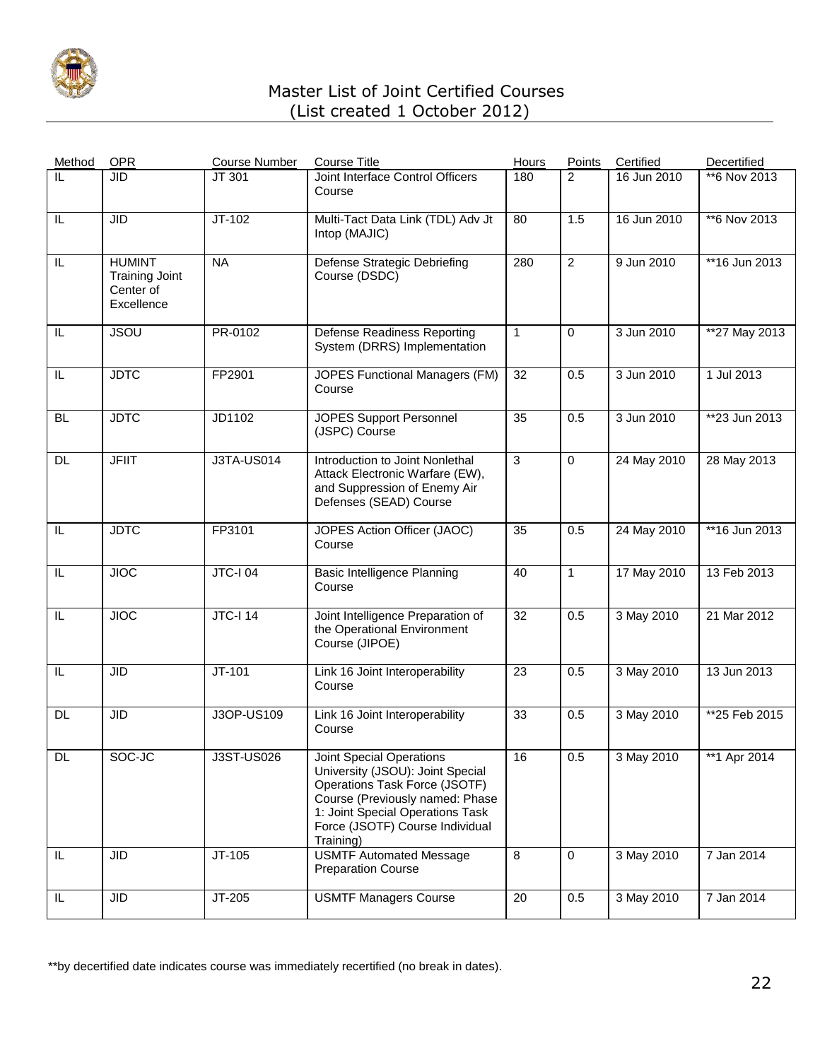# Master List of Joint Certified Courses
(List created 1 October 2012)

| Method | OPR | Course Number | Course Title | Hours | Points | Certified | Decertified |
|---|---|---|---|---|---|---|---|
| IL | JID | JT 301 | Joint Interface Control Officers Course | 180 | 2 | 16 Jun 2010 | **6 Nov 2013 |
| IL | JID | JT-102 | Multi-Tact Data Link (TDL) Adv Jt Intop (MAJIC) | 80 | 1.5 | 16 Jun 2010 | **6 Nov 2013 |
| IL | HUMINT Training Joint Center of Excellence | NA | Defense Strategic Debriefing Course (DSDC) | 280 | 2 | 9 Jun 2010 | **16 Jun 2013 |
| IL | JSOU | PR-0102 | Defense Readiness Reporting System (DRRS) Implementation | 1 | 0 | 3 Jun 2010 | **27 May 2013 |
| IL | JDTC | FP2901 | JOPES Functional Managers (FM) Course | 32 | 0.5 | 3 Jun 2010 | 1 Jul 2013 |
| BL | JDTC | JD1102 | JOPES Support Personnel (JSPC) Course | 35 | 0.5 | 3 Jun 2010 | **23 Jun 2013 |
| DL | JFIIT | J3TA-US014 | Introduction to Joint Nonlethal Attack Electronic Warfare (EW), and Suppression of Enemy Air Defenses (SEAD) Course | 3 | 0 | 24 May 2010 | 28 May 2013 |
| IL | JDTC | FP3101 | JOPES Action Officer (JAOC) Course | 35 | 0.5 | 24 May 2010 | **16 Jun 2013 |
| IL | JIOC | JTC-I 04 | Basic Intelligence Planning Course | 40 | 1 | 17 May 2010 | 13 Feb 2013 |
| IL | JIOC | JTC-I 14 | Joint Intelligence Preparation of the Operational Environment Course (JIPOE) | 32 | 0.5 | 3 May 2010 | 21 Mar 2012 |
| IL | JID | JT-101 | Link 16 Joint Interoperability Course | 23 | 0.5 | 3 May 2010 | 13 Jun 2013 |
| DL | JID | J3OP-US109 | Link 16 Joint Interoperability Course | 33 | 0.5 | 3 May 2010 | **25 Feb 2015 |
| DL | SOC-JC | J3ST-US026 | Joint Special Operations University (JSOU): Joint Special Operations Task Force (JSOTF) Course (Previously named: Phase 1: Joint Special Operations Task Force (JSOTF) Course Individual Training) | 16 | 0.5 | 3 May 2010 | **1 Apr 2014 |
| IL | JID | JT-105 | USMTF Automated Message Preparation Course | 8 | 0 | 3 May 2010 | 7 Jan 2014 |
| IL | JID | JT-205 | USMTF Managers Course | 20 | 0.5 | 3 May 2010 | 7 Jan 2014 |

**by decertified date indicates course was immediately recertified (no break in dates).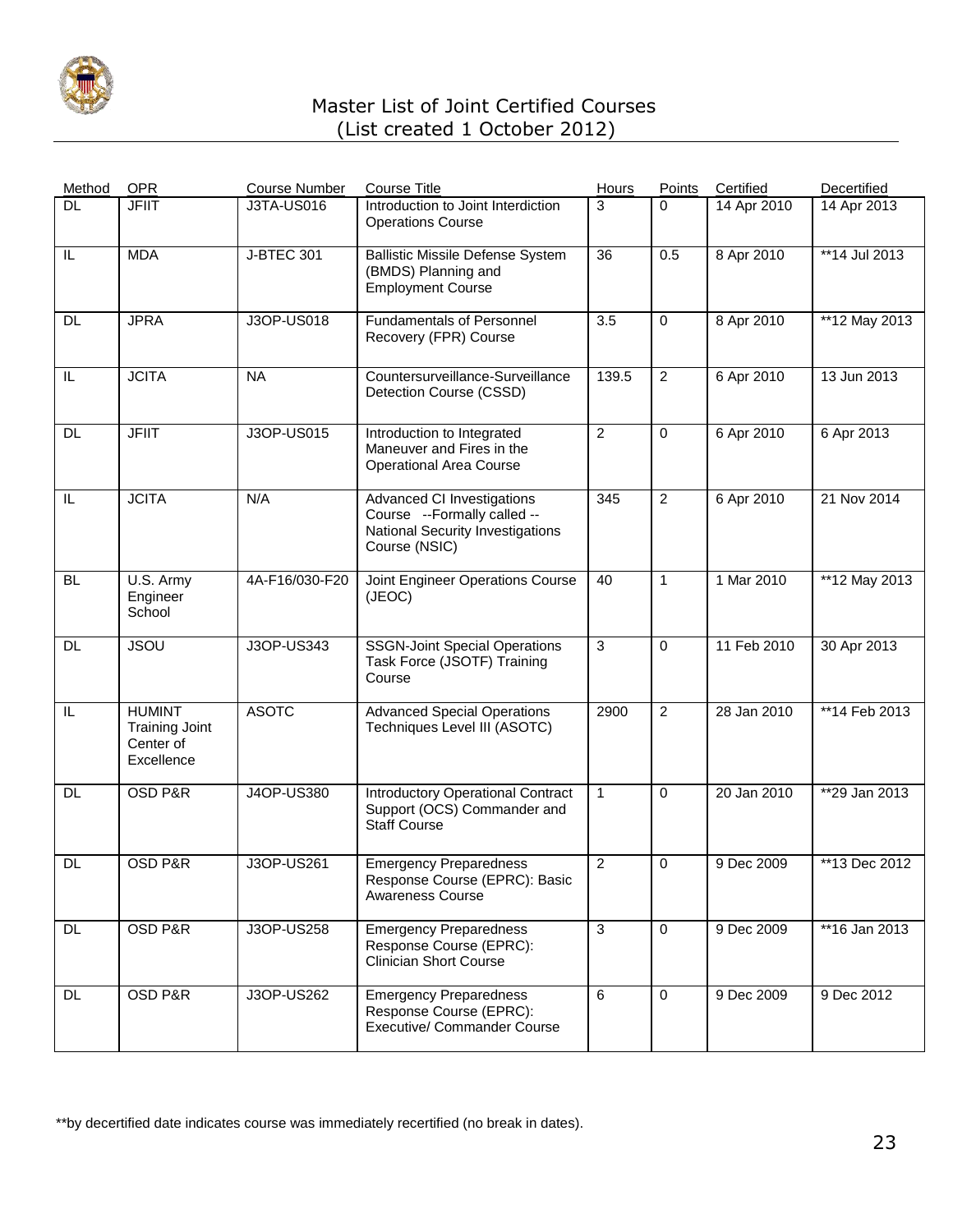# Master List of Joint Certified Courses
(List created 1 October 2012)

| Method | OPR | Course Number | Course Title | Hours | Points | Certified | Decertified |
|---|---|---|---|---|---|---|---|
| DL | JFIIT | J3TA-US016 | Introduction to Joint Interdiction Operations Course | 3 | 0 | 14 Apr 2010 | 14 Apr 2013 |
| IL | MDA | J-BTEC 301 | Ballistic Missile Defense System (BMDS) Planning and Employment Course | 36 | 0.5 | 8 Apr 2010 | **14 Jul 2013 |
| DL | JPRA | J3OP-US018 | Fundamentals of Personnel Recovery (FPR) Course | 3.5 | 0 | 8 Apr 2010 | **12 May 2013 |
| IL | JCITA | NA | Countersurveillance-Surveillance Detection Course (CSSD) | 139.5 | 2 | 6 Apr 2010 | 13 Jun 2013 |
| DL | JFIIT | J3OP-US015 | Introduction to Integrated Maneuver and Fires in the Operational Area Course | 2 | 0 | 6 Apr 2010 | 6 Apr 2013 |
| IL | JCITA | N/A | Advanced CI Investigations Course --Formally called -- National Security Investigations Course (NSIC) | 345 | 2 | 6 Apr 2010 | 21 Nov 2014 |
| BL | U.S. Army Engineer School | 4A-F16/030-F20 | Joint Engineer Operations Course (JEOC) | 40 | 1 | 1 Mar 2010 | **12 May 2013 |
| DL | JSOU | J3OP-US343 | SSGN-Joint Special Operations Task Force (JSOTF) Training Course | 3 | 0 | 11 Feb 2010 | 30 Apr 2013 |
| IL | HUMINT Training Joint Center of Excellence | ASOTC | Advanced Special Operations Techniques Level III (ASOTC) | 2900 | 2 | 28 Jan 2010 | **14 Feb 2013 |
| DL | OSD P&R | J4OP-US380 | Introductory Operational Contract Support (OCS) Commander and Staff Course | 1 | 0 | 20 Jan 2010 | **29 Jan 2013 |
| DL | OSD P&R | J3OP-US261 | Emergency Preparedness Response Course (EPRC): Basic Awareness Course | 2 | 0 | 9 Dec 2009 | **13 Dec 2012 |
| DL | OSD P&R | J3OP-US258 | Emergency Preparedness Response Course (EPRC): Clinician Short Course | 3 | 0 | 9 Dec 2009 | **16 Jan 2013 |
| DL | OSD P&R | J3OP-US262 | Emergency Preparedness Response Course (EPRC): Executive/ Commander Course | 6 | 0 | 9 Dec 2009 | 9 Dec 2012 |

**by decertified date indicates course was immediately recertified (no break in dates).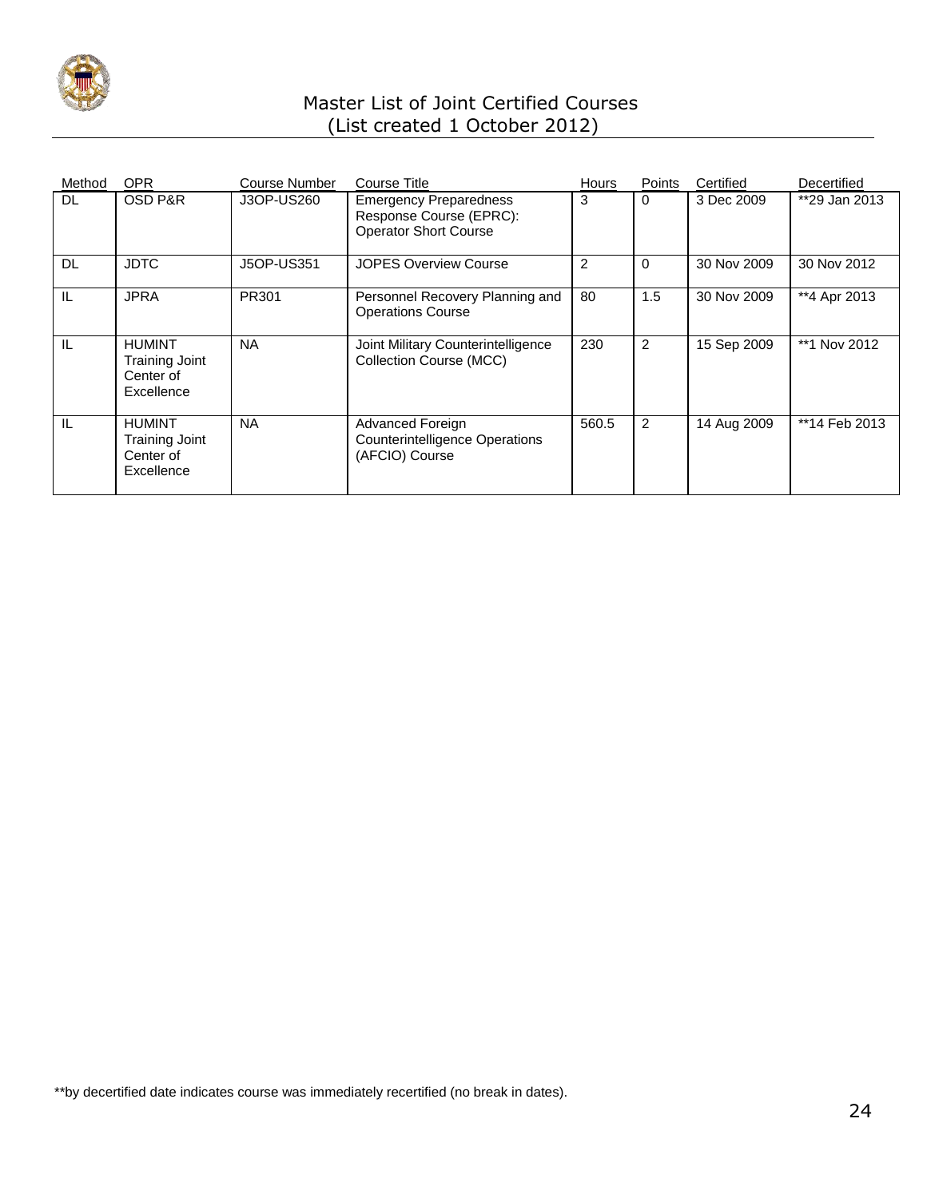# Master List of Joint Certified Courses
(List created 1 October 2012)

| Method | OPR | Course Number | Course Title | Hours | Points | Certified | Decertified |
|---|---|---|---|---|---|---|---|
| DL | OSD P&R | J3OP-US260 | Emergency Preparedness Response Course (EPRC): Operator Short Course | 3 | 0 | 3 Dec 2009 | **29 Jan 2013 |
| DL | JDTC | J5OP-US351 | JOPES Overview Course | 2 | 0 | 30 Nov 2009 | 30 Nov 2012 |
| IL | JPRA | PR301 | Personnel Recovery Planning and Operations Course | 80 | 1.5 | 30 Nov 2009 | **4 Apr 2013 |
| IL | HUMINT Training Joint Center of Excellence | NA | Joint Military Counterintelligence Collection Course (MCC) | 230 | 2 | 15 Sep 2009 | **1 Nov 2012 |
| IL | HUMINT Training Joint Center of Excellence | NA | Advanced Foreign Counterintelligence Operations (AFCIO) Course | 560.5 | 2 | 14 Aug 2009 | **14 Feb 2013 |

**by decertified date indicates course was immediately recertified (no break in dates).